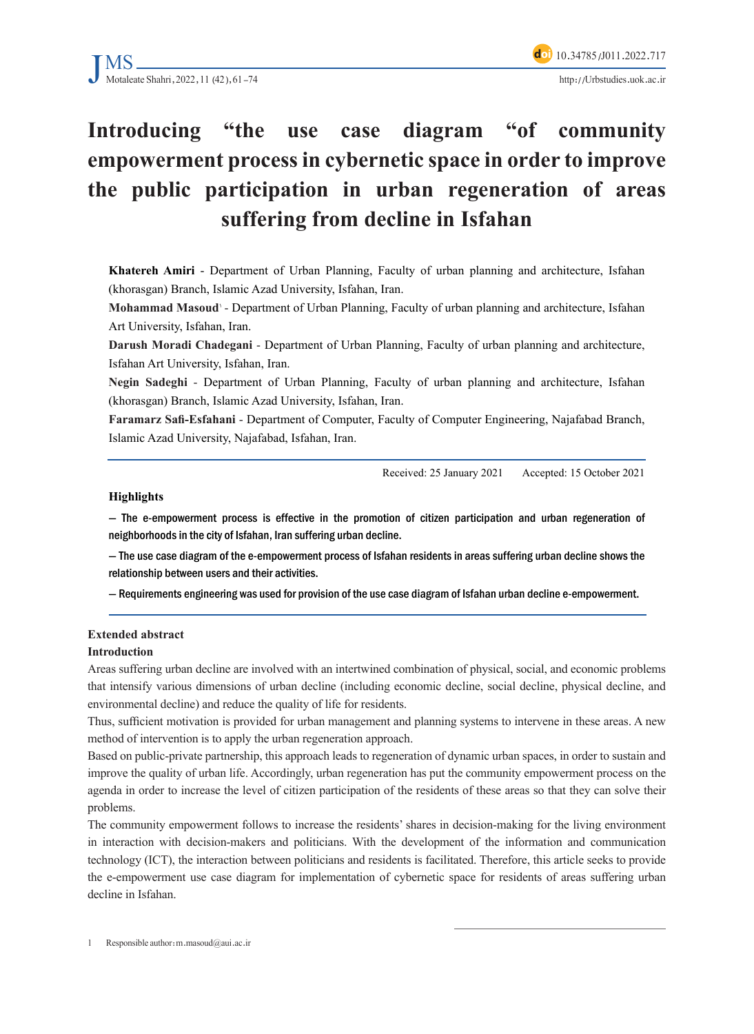# Introducing “the use case diagram “of community empowerment process in cybernetic space in order to improve the public participation in urban regeneration of areas suffering from decline in Isfahan

**Khatereh Amiri** - Department of Urban Planning, Faculty of urban planning and architecture, Isfahan (khorasgan) Branch, Islamic Azad University, Isfahan, Iran.

**Mohammad Masoud**[1] - Department of Urban Planning, Faculty of urban planning and architecture, Isfahan Art University, Isfahan, Iran.

**Darush Moradi Chadegani** - Department of Urban Planning, Faculty of urban planning and architecture, Isfahan Art University, Isfahan, Iran.

**Negin Sadeghi** - Department of Urban Planning, Faculty of urban planning and architecture, Isfahan (khorasgan) Branch, Islamic Azad University, Isfahan, Iran.

**Faramarz Safi-Esfahani** - Department of Computer, Faculty of Computer Engineering, Najafabad Branch, Islamic Azad University, Najafabad, Isfahan, Iran.

Received: 25 January 2021 Accepted: 15 October 2021

### Highlights

— The e-empowerment process is effective in the promotion of citizen participation and urban regeneration of neighborhoods in the city of Isfahan, Iran suffering urban decline.

— The use case diagram of the e-empowerment process of Isfahan residents in areas suffering urban decline shows the relationship between users and their activities.

— Requirements engineering was used for provision of the use case diagram of Isfahan urban decline e-empowerment.

## Extended abstract

### Introduction

Areas suffering urban decline are involved with an intertwined combination of physical, social, and economic problems that intensify various dimensions of urban decline (including economic decline, social decline, physical decline, and environmental decline) and reduce the quality of life for residents.

Thus, sufficient motivation is provided for urban management and planning systems to intervene in these areas. A new method of intervention is to apply the urban regeneration approach.

Based on public-private partnership, this approach leads to regeneration of dynamic urban spaces, in order to sustain and improve the quality of urban life. Accordingly, urban regeneration has put the community empowerment process on the agenda in order to increase the level of citizen participation of the residents of these areas so that they can solve their problems.

The community empowerment follows to increase the residents’ shares in decision-making for the living environment in interaction with decision-makers and politicians. With the development of the information and communication technology (ICT), the interaction between politicians and residents is facilitated. Therefore, this article seeks to provide the e-empowerment use case diagram for implementation of cybernetic space for residents of areas suffering urban decline in Isfahan.

1 Responsible author: m.masoud@aui.ac.ir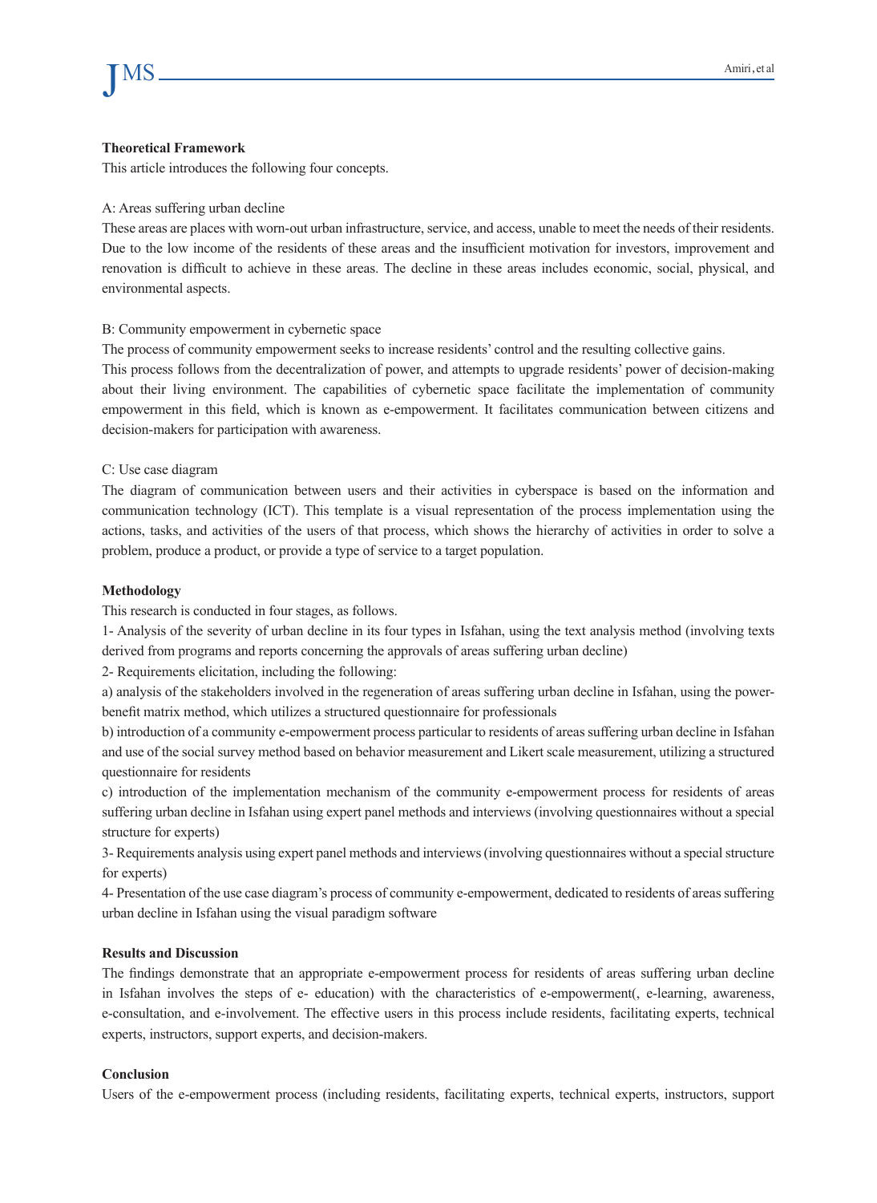**Theoretical Framework**

This article introduces the following four concepts.

A: Areas suffering urban decline

These areas are places with worn-out urban infrastructure, service, and access, unable to meet the needs of their residents. Due to the low income of the residents of these areas and the insufficient motivation for investors, improvement and renovation is difficult to achieve in these areas. The decline in these areas includes economic, social, physical, and environmental aspects.

B: Community empowerment in cybernetic space

The process of community empowerment seeks to increase residents' control and the resulting collective gains.

This process follows from the decentralization of power, and attempts to upgrade residents' power of decision-making about their living environment. The capabilities of cybernetic space facilitate the implementation of community empowerment in this field, which is known as e-empowerment. It facilitates communication between citizens and decision-makers for participation with awareness.

C: Use case diagram

The diagram of communication between users and their activities in cyberspace is based on the information and communication technology (ICT). This template is a visual representation of the process implementation using the actions, tasks, and activities of the users of that process, which shows the hierarchy of activities in order to solve a problem, produce a product, or provide a type of service to a target population.

**Methodology**

This research is conducted in four stages, as follows.

1- Analysis of the severity of urban decline in its four types in Isfahan, using the text analysis method (involving texts derived from programs and reports concerning the approvals of areas suffering urban decline)

2- Requirements elicitation, including the following:

a) analysis of the stakeholders involved in the regeneration of areas suffering urban decline in Isfahan, using the power-benefit matrix method, which utilizes a structured questionnaire for professionals

b) introduction of a community e-empowerment process particular to residents of areas suffering urban decline in Isfahan and use of the social survey method based on behavior measurement and Likert scale measurement, utilizing a structured questionnaire for residents

c) introduction of the implementation mechanism of the community e-empowerment process for residents of areas suffering urban decline in Isfahan using expert panel methods and interviews (involving questionnaires without a special structure for experts)

3- Requirements analysis using expert panel methods and interviews (involving questionnaires without a special structure for experts)

4- Presentation of the use case diagram's process of community e-empowerment, dedicated to residents of areas suffering urban decline in Isfahan using the visual paradigm software

**Results and Discussion**

The findings demonstrate that an appropriate e-empowerment process for residents of areas suffering urban decline in Isfahan involves the steps of e- education) with the characteristics of e-empowerment(, e-learning, awareness, e-consultation, and e-involvement. The effective users in this process include residents, facilitating experts, technical experts, instructors, support experts, and decision-makers.

**Conclusion**

Users of the e-empowerment process (including residents, facilitating experts, technical experts, instructors, support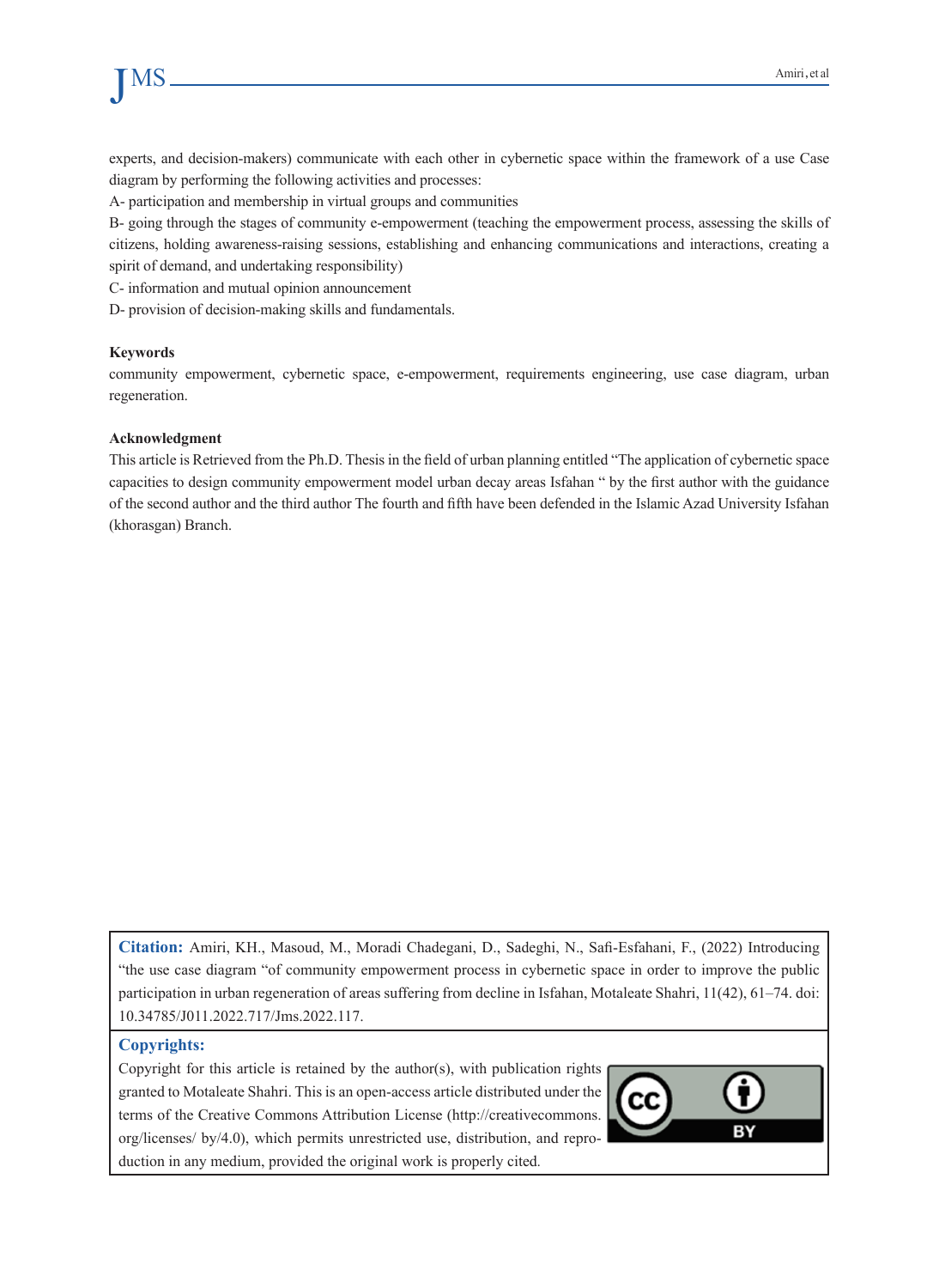experts, and decision-makers) communicate with each other in cybernetic space within the framework of a use Case diagram by performing the following activities and processes:

A- participation and membership in virtual groups and communities

B- going through the stages of community e-empowerment (teaching the empowerment process, assessing the skills of citizens, holding awareness-raising sessions, establishing and enhancing communications and interactions, creating a spirit of demand, and undertaking responsibility)

C- information and mutual opinion announcement

D- provision of decision-making skills and fundamentals.

**Keywords**

community empowerment, cybernetic space, e-empowerment, requirements engineering, use case diagram, urban regeneration.

**Acknowledgment**

This article is Retrieved from the Ph.D. Thesis in the field of urban planning entitled "The application of cybernetic space capacities to design community empowerment model urban decay areas Isfahan " by the first author with the guidance of the second author and the third author The fourth and fifth have been defended in the Islamic Azad University Isfahan (khorasgan) Branch.

**Citation:** Amiri, KH., Masoud, M., Moradi Chadegani, D., Sadeghi, N., Safi-Esfahani, F., (2022) Introducing "the use case diagram "of community empowerment process in cybernetic space in order to improve the public participation in urban regeneration of areas suffering from decline in Isfahan, Motaleate Shahri, 11(42), 61–74. doi: 10.34785/J011.2022.717/Jms.2022.117.

**Copyrights:**

Copyright for this article is retained by the author(s), with publication rights granted to Motaleate Shahri. This is an open-access article distributed under the terms of the Creative Commons Attribution License (http://creativecommons.org/licenses/ by/4.0), which permits unrestricted use, distribution, and reproduction in any medium, provided the original work is properly cited.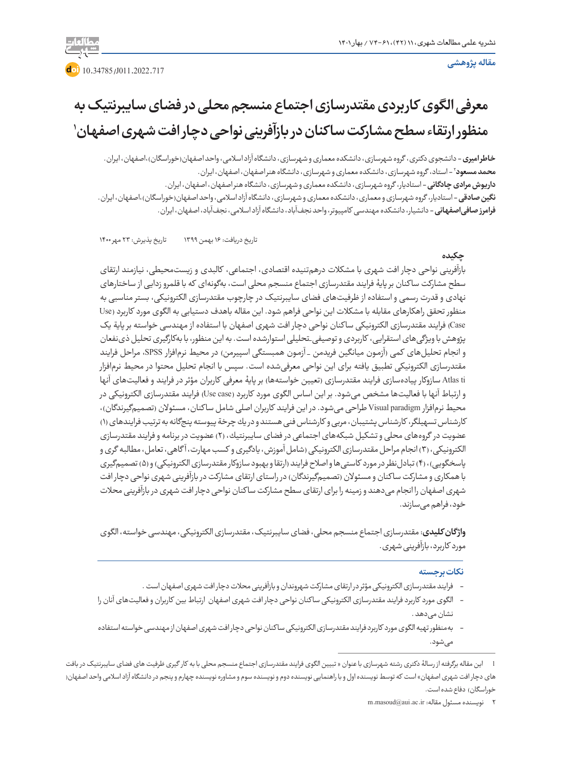مقاله پژوهشی

10.34785/J011.2022.717

# معرفی الگوی کاربردی مقتدرسازی اجتماع منسجم محلی در فضای سایبرنتیک به منظور ارتقاء سطح مشارکت ساکنان در بازآفرینی نواحی دچار افت شهری اصفهان[1]

**خاطر امیری** - دانشجوی دکتری، گروه شهرسازی، دانشکده معماری و شهرسازی، دانشگاه آزاد اسلامی، واحد اصفهان(خوراسگان)،اصفهان، ایران.
**محمد مسعود**[2] - استاد، گروه شهرسازی، دانشکده معماری و شهرسازی، دانشگاه هنر اصفهان، اصفهان، ایران.
**داریوش مرادی چادگانی** - استادیار، گروه شهرسازی، دانشکده معماری و شهرسازی، دانشگاه هنر اصفهان، اصفهان، ایران.
**نگین صادقی** - استادیار، گروه شهرسازی و معماری، دانشکده معماری و شهرسازی، دانشگاه آزاد اسلامی، واحد اصفهان(خوراسگان)،اصفهان، ایران.
**فرامرز صافی‌اصفهانی** - دانشیار، دانشکده مهندسی کامپیوتر، واحد نجف‌آباد، دانشگاه آزاد اسلامی، نجف‌آباد، اصفهان، ایران.

تاریخ دریافت: ۱۶ بهمن ۱۳۹۹ &nbsp;&nbsp;&nbsp;&nbsp; تاریخ پذیرش: ۲۳ مهر ۱۴۰۰

## چکیده

بازآفرینی نواحی دچار افت شهری با مشکلات درهم‌تنیده اقتصادی، اجتماعی، کالبدی و زیست‌محیطی، نیازمند ارتقای سطح مشارکت ساکنان بر پایهٔ فرایند مقتدرسازی اجتماع منسجم محلی است، به‌گونه‌ای که با قلمرو زدایی از ساختارهای نهادی و قدرت رسمی و استفاده از ظرفیت‌های فضای سایبرنتیک در چارچوب مقتدرسازی الکترونیکی، بستر مناسبی به منظور تحقق راهکارهای مقابله با مشکلات این نواحی فراهم شود. این مقاله باهدف دستیابی به الگوی مورد کاربرد (Use Case) فرایند مقتدرسازی الکترونیکی ساکنان نواحی دچار افت شهری اصفهان با استفاده از مهندسی خواسته بر پایهٔ یک پژوهش با ویژگی‌های استقرایی، کاربردی و توصیفی ـ تحلیلی استوارشده است. به این منظور، با به‌کارگیری تحلیل ذی‌نفعان و انجام تحلیل‌های کمی (آزمون میانگین فریدمن ـ آزمون همبستگی اسپیرمن) در محیط نرم‌افزار SPSS، مراحل فرایند مقتدرسازی الکترونیکی تطبیق یافته برای این نواحی معرفی‌شده است. سپس با انجام تحلیل محتوا در محیط نرم‌افزار Atlas ti سازوکار پیاده‌سازی فرایند مقتدرسازی (تعیین خواسته‌ها) بر پایهٔ معرفی کاربران مؤثر در فرایند و فعالیت‌های آنها و ارتباط آنها با فعالیت‌ها مشخص می‌شود. بر این اساس الگوی مورد کاربرد (Use case) فرایند مقتدرسازی الکترونیکی در محیط نرم‌افزار Visual paradigm طراحی می‌شود. در این فرایند کاربران اصلی شامل ساکنان، مسئولان (تصمیم‌گیرندگان)، کارشناس تسهیلگر، کارشناس پشتیبان، مربی و کارشناس فنی هستند و در یك چرخهٔ پیوسته پنج‌گانه به ترتیب فرایندهای (۱) عضویت در گروه‌های محلی و تشکیل شبکه‌های اجتماعی در فضای سایبرنتیك، (۲) عضویت در برنامه و فرایند مقتدرسازی الکترونیکی، (۳) انجام مراحل مقتدرسازی الکترونیکی (شامل آموزش، یادگیری و کسب مهارت، آگاهی، تعامل، مطالبه گری و پاسخگویی)، (۴) تبادل‌نظر در مورد کاستی‌ها و اصلاح فرایند (ارتقا و بهبود سازوکار مقتدرسازی الکترونیکی) و (۵) تصمیم‌گیری با همکاری و مشارکت ساکنان و مسئولان (تصمیم‌گیرندگان) در راستای ارتقای مشارکت در بازآفرینی شهری نواحی دچار افت شهری اصفهان را انجام می‌دهند و زمینه را برای ارتقای سطح مشارکت ساکنان نواحی دچار افت شهری در بازآفرینی محلات خود، فراهم می‌سازند.

**واژگان کلیدی**: مقتدرسازی اجتماع منسجم محلی، فضای سایبرنتیک، مقتدرسازی الکترونیکی، مهندسی خواسته، الگوی مورد کاربرد، بازآفرینی شهری.

## نکات برجسته

- فرایند مقتدرسازی الکترونیکی مؤثر در ارتقای مشارکت شهروندان و بازآفرینی محلات دچار افت شهری اصفهان است.
- الگوی مورد کاربرد فرایند مقتدرسازی الکترونیکی ساکنان نواحی دچار افت شهری اصفهان ارتباط بین کاربران و فعالیت‌های آنان را نشان می‌دهد.
- به‌منظور تهیه الگوی مورد کاربرد فرایند مقتدرسازی الکترونیکی ساکنان نواحی دچار افت شهری اصفهان از مهندسی خواسته استفاده می‌شود.

---

1 &nbsp; این مقاله برگرفته از رسالهٔ دکتری رشته شهرسازی با عنوان « تبیین الگوی فرایند مقتدرسازی اجتماع منسجم محلی با به کار گیری ظرفیت های فضای سایبرنتیک در بافت های دچار افت شهری اصفهان» است که توسط نویسنده اول و با راهنمایی نویسنده دوم و نویسنده سوم و مشاوره نویسنده چهارم و پنجم در دانشگاه آزاد اسلامی واحد اصفهان( خوراسگان) دفاع شده است.

2 &nbsp; نویسنده مسئول مقاله: m.masoud@aui.ac.ir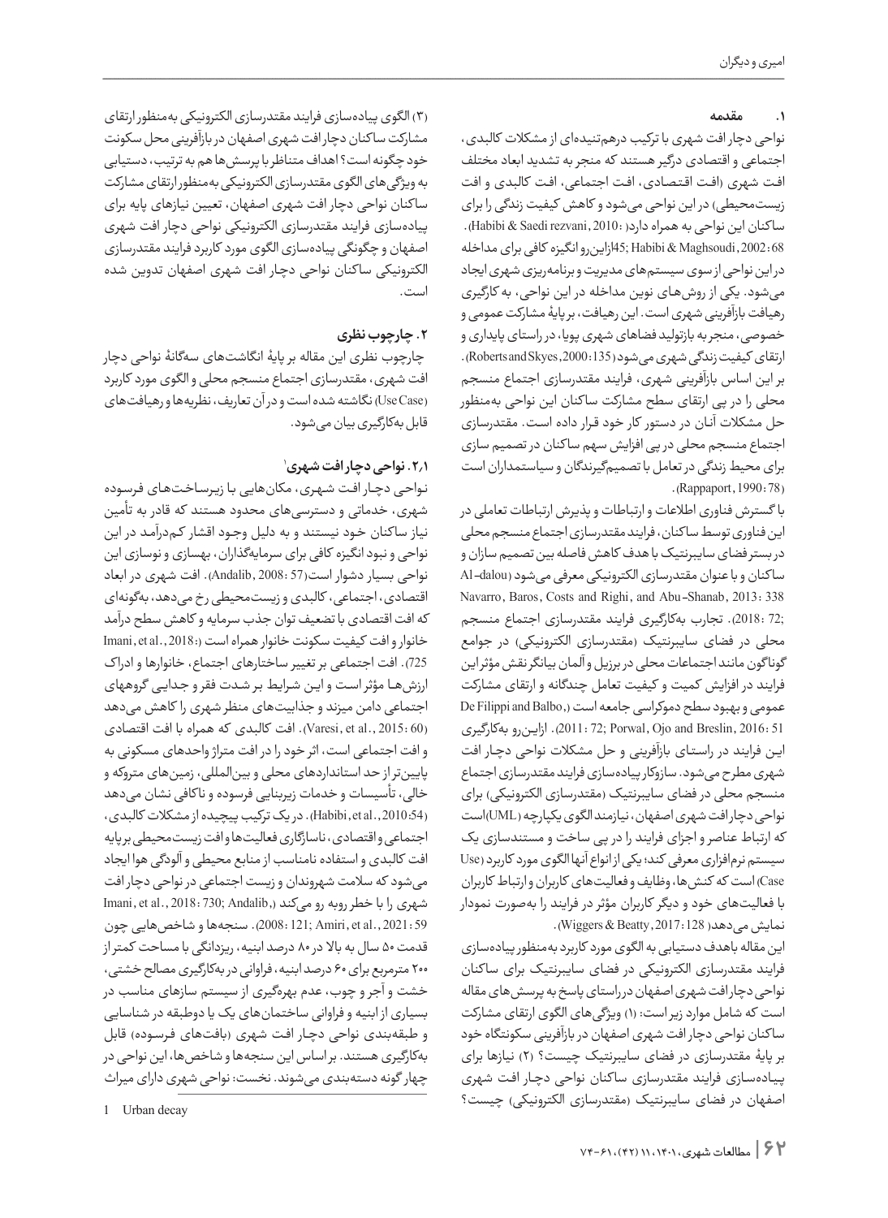## ۱. مقدمه

نواحی دچار افت شهری با ترکیب درهم‌تنیده‌ای از مشکلات کالبدی، اجتماعی و اقتصادی درگیر هستند که منجر به تشدید ابعاد مختلف افت شهری (افت اقتصادی، افت اجتماعی، افت کالبدی و افت زیست‌محیطی) در این نواحی می‌شود و کاهش کیفیت زندگی را برای ساکنان این نواحی به همراه دارد(Habibi & Saedi rezvani, 2010: 45; Habibi & Maghsoudi, 2002: 68).ازاین‌رو انگیزه کافی برای مداخله در این نواحی از سوی سیستم‌های مدیریت و برنامه‌ریزی شهری ایجاد می‌شود. یکی از روش‌های نوین مداخله در این نواحی، به کارگیری رهیافت بازآفرینی شهری است. این رهیافت، بر پایهٔ مشارکت عمومی و خصوصی، منجر به بازتولید فضاهای شهری پویا، در راستای پایداری و ارتقای کیفیت زندگی شهری می‌شود(Roberts and Skyes, 2000: 135). بر این اساس بازآفرینی شهری، فرایند مقتدرسازی اجتماع منسجم محلی را در پی ارتقای سطح مشارکت ساکنان این نواحی به‌منظور حل مشکلات آنان در دستور کار خود قرار داده است. مقتدرسازی اجتماع منسجم محلی در پی افزایش سهم ساکنان در تصمیم سازی برای محیط زندگی در تعامل با تصمیم‌گیرندگان و سیاستمداران است (Rappaport, 1990: 78).

با گسترش فناوری اطلاعات و ارتباطات و پذیرش ارتباطات تعاملی در این فناوری توسط ساکنان، فرایند مقتدرسازی اجتماع منسجم محلی در بستر فضای سایبرنتیک با هدف کاهش فاصله بین تصمیم سازان و ساکنان و با عنوان مقتدرسازی الکترونیکی معرفی می‌شود (Al-dalou Navarro, Baros, Costs and Righi, and Abu-Shanab, 2013: 338; 2018: 72). تجارب به‌کارگیری فرایند مقتدرسازی اجتماع منسجم محلی در فضای سایبرنتیک (مقتدرسازی الکترونیکی) در جوامع گوناگون مانند اجتماعات محلی در برزیل و آلمان بیانگر نقش مؤثر این فرایند در افزایش کمیت و کیفیت تعامل چندگانه و ارتقای مشارکت عمومی و بهبود سطح دموکراسی جامعه است (De Filippi and Balbo, 2011: 72; Porwal, Ojo and Breslin, 2016: 51). ازاین‌رو به‌کارگیری این فرایند در راستای بازآفرینی و حل مشکلات نواحی دچار افت شهری مطرح می‌شود. سازوکار پیاده‌سازی فرایند مقتدرسازی اجتماع منسجم محلی در فضای سایبرنتیک (مقتدرسازی الکترونیکی) برای نواحی دچار افت شهری اصفهان، نیازمند الگوی یکپارچه (UML)است که ارتباط عناصر و اجزای فرایند را در پی ساخت و مستندسازی یک سیستم نرم‌افزاری معرفی کند؛ یکی از انواع آنها الگوی مورد کاربرد (Use Case) است که کنش‌ها، وظایف و فعالیت‌های کاربران و ارتباط کاربران با فعالیت‌های خود و دیگر کاربران مؤثر در فرایند را به‌صورت نمودار نمایش می‌دهد( Wiggers & Beatty, 2017: 128).

این مقاله باهدف دستیابی به الگوی مورد کاربرد به‌منظور پیاده‌سازی فرایند مقتدرسازی الکترونیکی در فضای سایبرنتیک برای ساکنان نواحی دچار افت شهری اصفهان درراستای پاسخ به پرسش‌های مقاله است که شامل موارد زیر است: (۱) ویژگی‌های الگوی ارتقای مشارکت ساکنان نواحی دچار افت شهری اصفهان در بازآفرینی سکونتگاه خود بر پایهٔ مقتدرسازی در فضای سایبرنتیک چیست؟ (۲) نیازها برای پیاده‌سازی فرایند مقتدرسازی ساکنان نواحی دچار افت شهری اصفهان در فضای سایبرنتیک (مقتدرسازی الکترونیکی) چیست؟ (۳) الگوی پیاده‌سازی فرایند مقتدرسازی الکترونیکی به‌منظور ارتقای مشارکت ساکنان دچار افت شهری اصفهان در بازآفرینی محل سکونت خود چگونه است؟ اهداف متناظر با پرسش‌ها هم به ترتیب، دستیابی به ویژگی‌های الگوی مقتدرسازی الکترونیکی به‌منظور ارتقای مشارکت ساکنان نواحی دچار افت شهری اصفهان، تعیین نیازهای پایه برای پیاده‌سازی فرایند مقتدرسازی الکترونیکی نواحی دچار افت شهری اصفهان و چگونگی پیاده‌سازی الگوی مورد کاربرد فرایند مقتدرسازی الکترونیکی ساکنان نواحی دچار افت شهری اصفهان تدوین شده است.

## ۲. چارچوب نظری

چارچوب نظری این مقاله بر پایهٔ انگاشت‌های سه‌گانهٔ نواحی دچار افت شهری، مقتدرسازی اجتماع منسجم محلی و الگوی مورد کاربرد (Use Case) نگاشته شده است و در آن تعاریف، نظریه‌ها و رهیافت‌های قابل به‌کارگیری بیان می‌شود.

### ۲.۱. نواحی دچار افت شهری[1]

نواحی دچار افت شهری، مکان‌هایی با زیرساخت‌های فرسوده شهری، خدماتی و دسترسی‌های محدود هستند که قادر به تأمین نیاز ساکنان خود نیستند و به دلیل وجود اقشار کم‌درآمد در این نواحی و نبود انگیزه کافی برای سرمایه‌گذاران، بهسازی و نوسازی این نواحی بسیار دشوار است(Andalib, 2008: 57). افت شهری در ابعاد اقتصادی، اجتماعی، کالبدی و زیست‌محیطی رخ می‌دهد، به‌گونه‌ای که افت اقتصادی با تضعیف توان جذب سرمایه و کاهش سطح درآمد خانوار و افت کیفیت سکونت خانوار همراه است (Imani, et al., 2018: 725). افت اجتماعی بر تغییر ساختارهای اجتماع، خانوارها و ادراک ارزش‌ها مؤثر است و این شرایط بر شدت فقر و جدایی گروههای اجتماعی دامن میزند و جذابیت‌های منظر شهری را کاهش می‌دهد (Varesi, et al., 2015: 60). افت کالبدی که همراه با افت اقتصادی و افت اجتماعی است، اثر خود را در افت متراژ واحدهای مسکونی به پایین‌تر از حد استانداردهای محلی و بین‌المللی، زمین‌های متروکه و خالی، تأسیسات و خدمات زیربنایی فرسوده و ناکافی نشان می‌دهد (Habibi, et al., 2010:54). در یک ترکیب پیچیده از مشکلات کالبدی، اجتماعی و اقتصادی، ناسازگاری فعالیت‌ها و افت زیست‌محیطی بر پایه افت کالبدی و استفاده نامناسب از منابع محیطی و آلودگی هوا ایجاد می‌شود که سلامت شهروندان و زیست اجتماعی در نواحی دچار افت شهری را با خطر روبه رو می‌کند (Imani, et al., 2018: 730; Andalib, 2008: 121; Amiri, et al., 2021: 59). سنجه‌ها و شاخص‌هایی چون قدمت ۵۰ سال به بالا در ۸۰ درصد ابنیه، ریزدانگی با مساحت کمتر از ۲۰۰ مترمربع برای ۶۰ درصد ابنیه، فراوانی در به‌کارگیری مصالح خشتی، خشت و آجر و چوب، عدم بهره‌گیری از سیستم سازهای مناسب در بسیاری از ابنیه و فراوانی ساختمان‌های یک یا دوطبقه در شناسایی و طبقه‌بندی نواحی دچار افت شهری (بافت‌های فرسوده) قابل به‌کارگیری هستند. بر اساس این سنجه‌ها و شاخص‌ها، این نواحی در چهار گونه دسته‌بندی می‌شوند. نخست: نواحی شهری دارای میراث

---

[1] Urban decay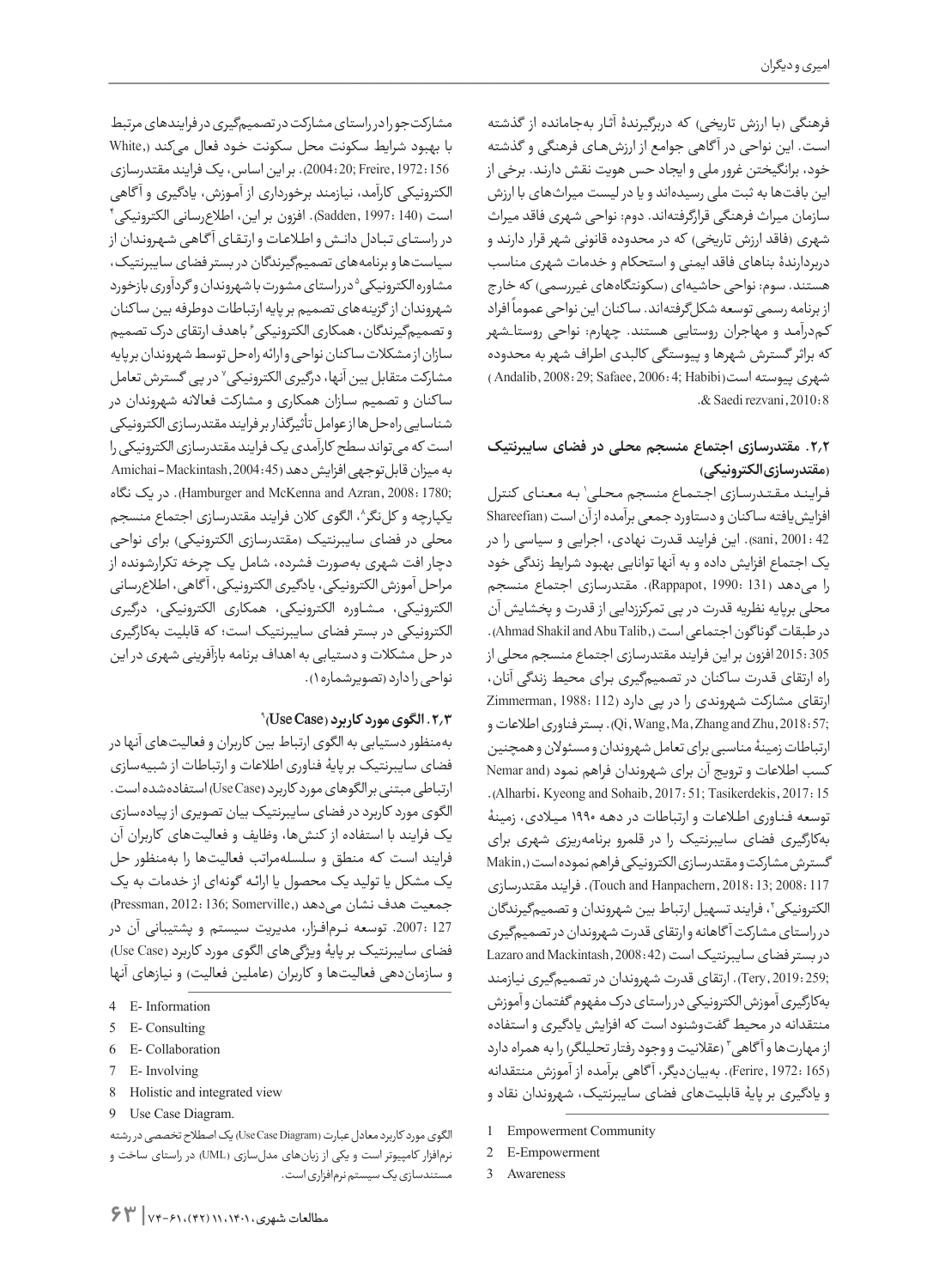فرهنگی (با ارزش تاریخی) که دربرگیرندهٔ آثار به‌جامانده از گذشته است. این نواحی در آگاهی جوامع از ارزش‌های فرهنگی و گذشته خود، برانگیختن غرور ملی و ایجاد حس هویت نقش دارند. برخی از این بافت‌ها به ثبت ملی رسیده‌اند و یا در لیست میراث‌های با ارزش سازمان میراث فرهنگی قرارگرفته‌اند. دوم: نواحی شهری فاقد میراث شهری (فاقد ارزش تاریخی) که در محدوده قانونی شهر قرار دارند و دربردارندهٔ بناهای فاقد ایمنی و استحکام و خدمات شهری مناسب هستند. سوم: نواحی حاشیه‌ای (سکونتگاه‌های غیررسمی) که خارج از برنامه رسمی توسعه شکل‌گرفته‌اند. ساکنان این نواحی عموماً افراد کم‌درآمد و مهاجران روستایی هستند. چهارم: نواحی روستا-شهر که براثر گسترش شهرها و پیوستگی کالبدی اطراف شهر به محدوده شهری پیوسته است (Andalib, 2008: 29; Safaee, 2006: 4; Habibi & Saedi rezvani, 2010: 8).

### ۲،۲. مقتدرسازی اجتماع منسجم محلی در فضای سایبرنتیک (مقتدرسازی الکترونیکی)

فرایند مقتدرسازی اجتماع منسجم محلی[1] به معنای کنترل افزایش‌یافته ساکنان و دستاورد جمعی برآمده از آن است (Shareefian sani, 2001: 42). این فرایند قدرت نهادی، اجرایی و سیاسی را در یک اجتماع افزایش داده و به آنها توانایی بهبود شرایط زندگی خود را می‌دهد (Rappapot, 1990: 131). مقتدرسازی اجتماع منسجم محلی برپایه نظریه قدرت در پی تمرکززدایی از قدرت و پخشایش آن در طبقات گوناگون اجتماعی است (Ahmad Shakil and Abu Talib, 2015: 305). افزون بر این فرایند مقتدرسازی اجتماع منسجم محلی از راه ارتقای قدرت ساکنان در تصمیم‌گیری برای محیط زندگی آنان، ارتقای مشارکت شهروندی را در پی دارد (Zimmerman, 1988: 112; Qi, Wang, Ma, Zhang and Zhu, 2018: 57). بستر فناوری اطلاعات و ارتباطات زمینهٔ مناسبی برای تعامل شهروندان و مسئولان و همچنین کسب اطلاعات و ترویج آن برای شهروندان فراهم نمود (Nemar and Alharbi، Kyeong and Sohaib, 2017: 51; Tasikerdekis, 2017: 15). توسعه فناوری اطلاعات و ارتباطات در دهه ۱۹۹۰ میلادی، زمینهٔ به‌کارگیری فضای سایبرنتیک را در قلمرو برنامه‌ریزی شهری برای گسترش مشارکت و مقتدرسازی الکترونیکی فراهم نموده است (Makin, 2008: 117; Touch and Hanpachern, 2018: 13). فرایند مقتدرسازی الکترونیکی[2]، فرایند تسهیل ارتباط بین شهروندان و تصمیم‌گیرندگان در راستای مشارکت آگاهانه و ارتقای قدرت شهروندان در تصمیم‌گیری در بستر فضای سایبرنتیک است (Lazaro and Mackintash, 2008: 42; Tery, 2019: 259). ارتقای قدرت شهروندان در تصمیم‌گیری نیازمند به‌کارگیری آموزش الکترونیکی در راستای درک مفهوم گفتمان و آموزش منتقدانه در محیط گفت‌وشنود است که افزایش یادگیری و استفاده از مهارت‌ها و آگاهی[3] (عقلانیت و وجود رفتار تحلیلگر) را به همراه دارد (Ferire, 1972: 165). به‌بیان‌دیگر، آگاهی برآمده از آموزش منتقدانه و یادگیری بر پایهٔ قابلیت‌های فضای سایبرنتیک، شهروندان نقاد و مشارکت‌جو را در راستای مشارکت در تصمیم‌گیری در فرایندهای مرتبط با بهبود شرایط سکونت محل سکونت خود فعال می‌کند (White, 2004: 20; Freire, 1972: 156). بر این اساس، یک فرایند مقتدرسازی الکترونیکی کارآمد، نیازمند برخورداری از آموزش، یادگیری و آگاهی است (Sadden, 1997: 140). افزون بر این، اطلاع‌رسانی الکترونیکی[4] در راستای تبادل دانش و اطلاعات و ارتقای آگاهی شهروندان از سیاست‌ها و برنامه‌های تصمیم‌گیرندگان در بستر فضای سایبرنتیک، مشاوره الکترونیکی[5] در راستای مشورت با شهروندان و گردآوری بازخورد شهروندان از گزینه‌های تصمیم بر پایه ارتباطات دوطرفه بین ساکنان و تصمیم‌گیرندگان، همکاری الکترونیکی[6] باهدف ارتقای درک تصمیم سازان از مشکلات ساکنان نواحی و ارائه راه‌حل توسط شهروندان بر پایه مشارکت متقابل بین آنها، درگیری الکترونیکی[7] در پی گسترش تعامل ساکنان و تصمیم سازان همکاری و مشارکت فعالانه شهروندان در شناسایی راه‌حل‌ها از عوامل تأثیرگذار بر فرایند مقتدرسازی الکترونیکی است که می‌تواند سطح کارآمدی یک فرایند مقتدرسازی الکترونیکی را به میزان قابل‌توجهی افزایش دهد (Amichai-Mackintash, 2004: 45; Hamburger and McKenna and Azran, 2008: 1780). در یک نگاه یکپارچه و کل‌نگر[8]، الگوی کلان فرایند مقتدرسازی اجتماع منسجم محلی در فضای سایبرنتیک (مقتدرسازی الکترونیکی) برای نواحی دچار افت شهری به‌صورت فشرده، شامل یک چرخه تکرارشونده از مراحل آموزش الکترونیکی، یادگیری الکترونیکی، آگاهی، اطلاع‌رسانی الکترونیکی، مشاوره الکترونیکی، همکاری الکترونیکی، درگیری الکترونیکی در بستر فضای سایبرنتیک است؛ که قابلیت به‌کارگیری در حل مشکلات و دستیابی به اهداف برنامه بازآفرینی شهری در این نواحی را دارد (تصویرشماره ۱).

### ۲،۳. الگوی مورد کاربرد (Use Case)[9]

به‌منظور دستیابی به الگوی ارتباط بین کاربران و فعالیت‌های آنها در فضای سایبرنتیک بر پایهٔ فناوری اطلاعات و ارتباطات از شبیه‌سازی ارتباطی مبتنی بر الگوهای مورد کاربرد (Use Case) استفاده‌شده است. الگوی مورد کاربرد در فضای سایبرنتیک بیان تصویری از پیاده‌سازی یک فرایند با استفاده از کنش‌ها، وظایف و فعالیت‌های کاربران آن فرایند است که منطق و سلسله‌مراتب فعالیت‌ها را به‌منظور حل یک مشکل یا تولید یک محصول یا ارائه گونه‌ای از خدمات به یک جمعیت هدف نشان می‌دهد (Pressman, 2012: 136; Somerville, 2007: 127). توسعه نرم‌افزار، مدیریت سیستم و پشتیبانی آن در فضای سایبرنتیک بر پایهٔ ویژگی‌های الگوی مورد کاربرد (Use Case) و سازمان‌دهی فعالیت‌ها و کاربران (عاملین فعالیت) و نیازهای آنها

---

1. Empowerment Community
2. E-Empowerment
3. Awareness
4. E- Information
5. E- Consulting
6. E- Collaboration
7. E- Involving
8. Holistic and integrated view
9. Use Case Diagram.

الگوی مورد کاربرد معادل عبارت (Use Case Diagram) یک اصطلاح تخصصی در رشته نرم‌افزار کامپیوتر است و یکی از زبان‌های مدل‌سازی (UML) در راستای ساخت و مستندسازی یک سیستم نرم‌افزاری است.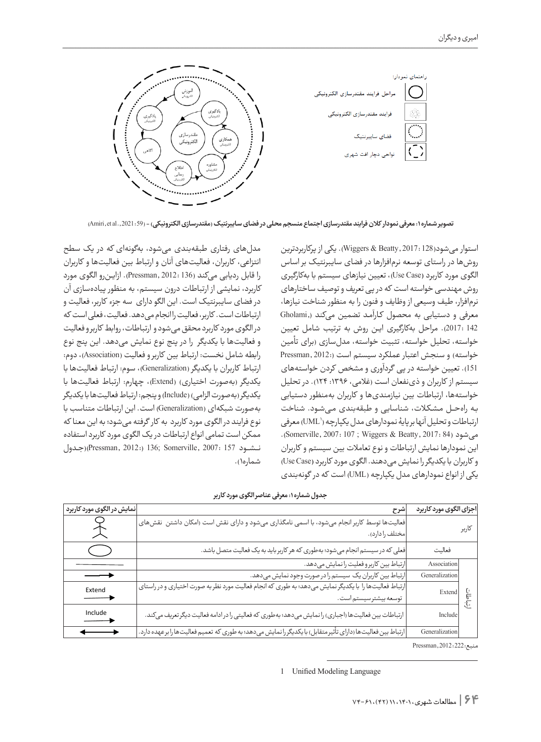تصویر شماره ۱: معرفی نمودار کلان فرایند مقتدرسازی اجتماع منسجم محلی در فضای سایبرنتیک (مقتدرسازی الکترونیکی) - (Amiri, et al., 2021: 59)

استوار می‌شود(Wiggers & Beatty, 2017: 128). یکی از پرکاربردترین روش‌ها در راستای توسعه نرم‌افزارها در فضای سایبرنتیک بر اساس الگوی مورد کاربرد (Use Case)، تعیین نیازهای سیستم با به‌کارگیری روش مهندسی خواسته است که در پی تعریف و توصیف ساختارهای نرم‌افزار، طیف وسیعی از وظایف و فنون را به منظور شناخت نیازها، معرفی و دستیابی به محصول کارآمد تضمین می‌کند (Gholami, 2017: 142). مراحل به‌کارگیری این روش به ترتیب شامل تعیین خواسته، تحلیل خواسته، تثبیت خواسته، مدل‌سازی (برای تأمین خواسته) و سنجش اعتبار عملکرد سیستم است (Pressman, 2012: 151). تعیین خواسته در پی گردآوری و مشخص کردن خواسته‌های سیستم از کاربران و ذی‌نفعان است (غلامی، ۱۳۹۶: ۱۲۴). در تحلیل خواسته‌ها، ارتباطات بین نیازمندی‌ها و کاربران به‌منظور دستیابی به راه‌حل مشکلات، شناسایی و طبقه‌بندی می‌شود. شناخت ارتباطات و تحلیل آنها بر پایهٔ نمودارهای مدل یکپارچه (UML[1]) معرفی می‌شود (Somerville, 2007: 107 ; Wiggers & Beatty, 2017: 84). این نمودارها نمایش ارتباطات و نوع تعاملات بین سیستم و کاربران و کاربران با یکدیگر را نمایش می‌دهند. الگوی مورد کاربرد (Use Case) یکی از انواع نمودارهای مدل یکپارچه (UML) است که در گونه‌بندی مدل‌های رفتاری طبقه‌بندی می‌شود، به‌گونه‌ای که در یک سطح انتزاعی، کاربران، فعالیت‌های آنان و ارتباط بین فعالیت‌ها و کاربران را قابل ردیابی می‌کند (Pressman, 2012: 136). ازاین‌رو الگوی مورد کاربرد، نمایشی از ارتباطات درون سیستم، به منظور پیاده‌سازی آن در فضای سایبرنتیک است. این الگو دارای سه جزء کاربر، فعالیت و ارتباطات است. کاربر، فعالیت را انجام می‌دهد. فعالیت، فعلی است که در الگوی مورد کاربرد محقق می‌شود و ارتباطات، روابط کاربر و فعالیت و فعالیت‌ها با یکدیگر را در پنج نوع نمایش می‌دهد. این پنج نوع رابطه شامل نخست: ارتباط بین کاربر و فعالیت (Association)، دوم: ارتباط کاربران با یکدیگر (Generalization)، سوم: ارتباط فعالیت‌ها با یکدیگر (به‌صورت اختیاری) (Extend)، چهارم: ارتباط فعالیت‌ها با یکدیگر (به‌صورت الزامی) (Include) و پنجم: ارتباط فعالیت‌ها با یکدیگر به‌صورت شبکه‌ای (Generalization) است. این ارتباطات متناسب با نوع فرایند در الگوی مورد کاربرد به کار گرفته می‌شود؛ به این معنا که ممکن است تمامی انواع ارتباطات در یک الگوی مورد کاربرد استفاده نشود (Pressman, 2012: 136; Somerville, 2007: 157)(جدول شماره۱).

جدول شماره۱: معرفی عناصر الگوی مورد کاربر

| اجزای الگوی مورد کاربرد | | شرح | نمایش در الگوی مورد کاربرد |
|---|---|---|---|
| کاربر | | فعالیت‌ها توسط کاربر انجام می‌شود، با اسمی نامگذاری می‌شود و دارای نقش است (امکان داشتن نقش‌های مختلف را دارد). | (نماد آدمک) |
| فعالیت | | فعلی که در سیستم انجام می‌شود؛ به‌طوری که هر کاربر باید به یک فعالیت متصل باشد. | (بیضی) |
| ارتباط | Association | ارتباط بین کاربر و فعلیت را نمایش می‌دهد. | (خط) |
| | Generalization | ارتباط بین کاربران یک سیستم را در صورت وجود نمایش می‌دهد. | (پیکان) |
| | Extend | ارتباط فعالیت‌ها را با یکدیگر نمایش می‌دهد؛ به طوری که انجام فعالیت مورد نظر به صورت اختیاری و در راستای توسعه بیشتر سیستم است. | Extend (پیکان نقطه‌چین) |
| | Include | ارتباطات بین فعالیت‌ها (اجباری) را نمایش می‌دهد؛ به‌طوری که فعالیتی را در ادامه فعالیت دیگر تعریف می‌کند. | Include (پیکان نقطه‌چین) |
| | Generalization | ارتباط بین فعالیت‌ها (دارای تأثیر متقابل) با یکدیگر را نمایش می‌دهد؛ به طوری که تعمیم فعالیت‌ها را بر عهده دارد. | (پیکان دوسویه) |

منبع: Pressman, 2012: 222

1 Unified Modeling Language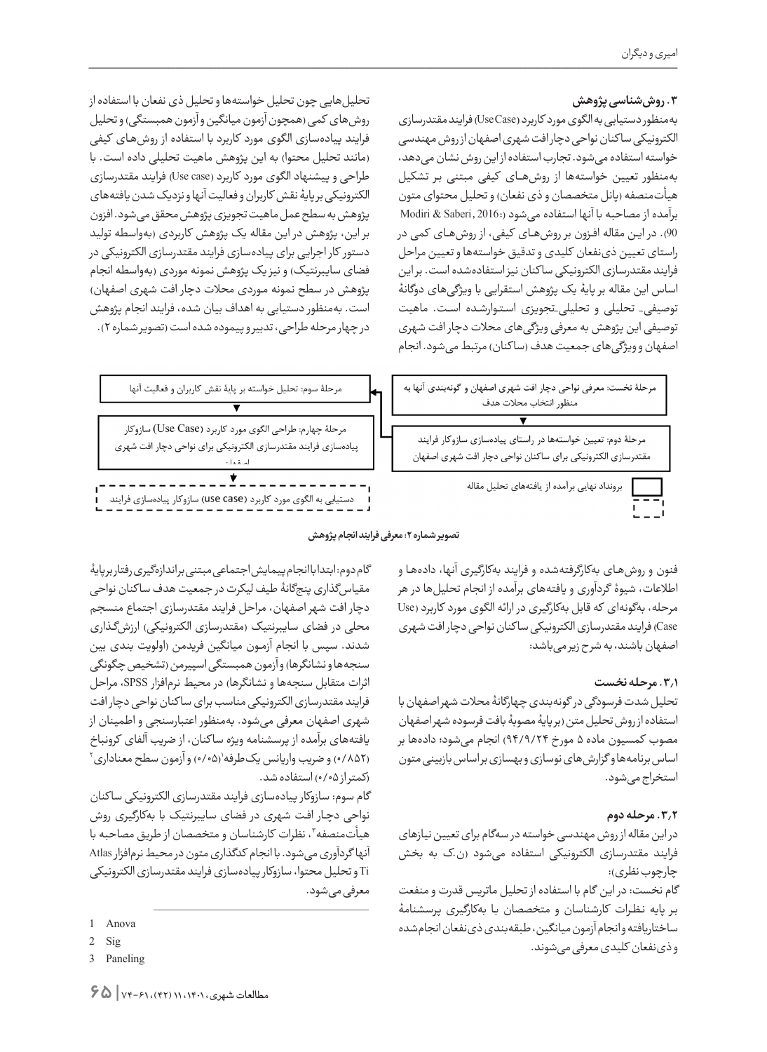## ۳. روش‌شناسی پژوهش

به‌منظور دستیابی به الگوی مورد کاربرد (Use Case) فرایند مقتدرسازی الکترونیکی ساکنان نواحی دچار افت شهری اصفهان از روش مهندسی خواسته استفاده می‌شود. تجارب استفاده از این روش نشان می‌دهد، به‌منظور تعیین خواسته‌ها از روش‌های کیفی مبتنی بر تشکیل هیأت‌منصفه (پانل متخصصان و ذی نفعان) و تحلیل محتوای متون برآمده از مصاحبه با آنها استفاده می‌شود (Modiri & Saberi, 2016: 90). در این مقاله افزون بر روش‌های کیفی، از روش‌های کمی در راستای تعیین ذی‌نفعان کلیدی و تدقیق خواسته‌ها و تعیین مراحل فرایند مقتدرسازی الکترونیکی ساکنان نیز استفاده‌شده است. بر این اساس این مقاله بر پایهٔ یک پژوهش استقرایی با ویژگی‌های دوگانهٔ توصیفی- تحلیلی و تحلیلی-تجویزی استوارشده است. ماهیت توصیفی این پژوهش به معرفی ویژگی‌های محلات دچار افت شهری اصفهان و ویژگی‌های جمعیت هدف (ساکنان) مرتبط می‌شود. انجام تحلیل‌هایی چون تحلیل خواسته‌ها و تحلیل ذی نفعان با استفاده از روش‌های کمی (همچون آزمون میانگین و آزمون همبستگی) و تحلیل فرایند پیاده‌سازی الگوی مورد کاربرد با استفاده از روش‌های کیفی (مانند تحلیل محتوا) به این پژوهش ماهیت تحلیلی داده است. با طراحی و پیشنهاد الگوی مورد کاربرد (Use case) فرایند مقتدرسازی الکترونیکی بر پایهٔ نقش کاربران و فعالیت آنها و نزدیک شدن یافته‌های پژوهش به سطح عمل ماهیت تجویزی پژوهش محقق می‌شود. افزون بر این، پژوهش در این مقاله یک پژوهش کاربردی (به‌واسطه تولید دستورکار اجرایی برای پیاده‌سازی فرایند مقتدرسازی الکترونیکی در فضای سایبرنتیک) و نیز یک پژوهش نمونه موردی (به‌واسطه انجام پژوهش در سطح نمونه موردی محلات دچار افت شهری اصفهان) است. به‌منظور دستیابی به اهداف بیان شده، فرایند انجام پژوهش در چهار مرحله طراحی، تدبیر و پیموده شده است (تصویر شماره ۲).

- مرحلهٔ نخست: معرفی نواحی دچار افت شهری اصفهان و گونه‌بندی آنها به منظور انتخاب محلات هدف
- مرحلهٔ دوم: تعیین خواسته‌ها در راستای پیاده‌سازی سازوکار فرایند مقتدرسازی الکترونیکی برای ساکنان نواحی دچار افت شهری اصفهان
- مرحلهٔ سوم: تحلیل خواسته بر پایهٔ نقش کاربران و فعالیت آنها
- مرحلهٔ چهارم: طراحی الگوی مورد کاربرد (Use Case) سازوکار پیاده‌سازی فرایند مقتدرسازی الکترونیکی برای نواحی دچار افت شهری اصفهان
- دستیابی به الگوی مورد کاربرد (use case) سازوکار پیاده‌سازی فرایند
- برونداد نهایی برآمده از یافته‌های تحلیل مقاله

تصویر شماره ۲: معرفی فرایند انجام پژوهش

فنون و روش‌های به‌کارگرفته‌شده و فرایند به‌کارگیری آنها، داده‌ها و اطلاعات، شیوهٔ گردآوری و یافته‌های برآمده از انجام تحلیل‌ها در هر مرحله، به‌گونه‌ای که قابل به‌کارگیری در ارائه الگوی مورد کاربرد (Use Case) فرایند مقتدرسازی الکترونیکی ساکنان نواحی دچار افت شهری اصفهان باشند، به شرح زیر می‌باشد:

### ۳،۱. مرحله نخست

تحلیل شدت فرسودگی در گونه‌بندی چهارگانهٔ محلات شهر اصفهان با استفاده از روش تحلیل متن (بر پایهٔ مصوبهٔ بافت فرسوده شهر اصفهان مصوب کمسیون ماده ۵ مورخ ۹۴/۹/۲۴) انجام می‌شود؛ داده‌ها بر اساس برنامه‌ها و گزارش‌های نوسازی و بهسازی براساس بازبینی متون استخراج می‌شود.

### ۳،۲. مرحله دوم

در این مقاله از روش مهندسی خواسته در سه‌گام برای تعیین نیازهای فرایند مقتدرسازی الکترونیکی استفاده می‌شود (ن.ک به بخش چارچوب نظری):

گام نخست: در این گام با استفاده از تحلیل ماتریس قدرت و منفعت بر پایه نظرات کارشناسان و متخصصان با به‌کارگیری پرسشنامهٔ ساختاریافته و انجام آزمون میانگین، طبقه‌بندی ذی‌نفعان انجام‌شده و ذی‌نفعان کلیدی معرفی می‌شوند.

گام دوم: ابتدا با انجام پیمایش اجتماعی مبتنی براندازه‌گیری رفتار برپایهٔ مقیاس‌گذاری پنج‌گانهٔ طیف لیکرت در جمعیت هدف ساکنان نواحی دچار افت شهر اصفهان، مراحل فرایند مقتدرسازی اجتماع منسجم محلی در فضای سایبرنتیک (مقتدرسازی الکترونیکی) ارزش‌گذاری شدند. سپس با انجام آزمون میانگین فریدمن (اولویت بندی بین سنجه‌ها و نشانگرها) و آزمون همبستگی اسپیرمن (تشخیص چگونگی اثرات متقابل سنجه‌ها و نشانگرها)، در محیط نرم‌افزار SPSS، مراحل فرایند مقتدرسازی الکترونیکی مناسب برای ساکنان نواحی دچار افت شهری اصفهان معرفی می‌شود. به‌منظور اعتبارسنجی و اطمینان از یافته‌های برآمده از پرسشنامه ویژه ساکنان، از ضریب آلفای کرونباخ (۰/۸۵۲) و ضریب واریانس یک‌طرفه[1] (۰/۰۵) و آزمون سطح معناداری[2] (کمتراز ۰/۰۵) استفاده شد.

گام سوم: سازوکار پیاده‌سازی فرایند مقتدرسازی الکترونیکی ساکنان نواحی دچار افت شهری در فضای سایبرنتیک با به‌کارگیری روش هیأت‌منصفه[3]، نظرات کارشناسان و متخصصان از طریق مصاحبه با آنها گردآوری می‌شود. با انجام کدگذاری متون در محیط نرم‌افزار Atlas Ti و تحلیل محتوا، سازوکار پیاده‌سازی فرایند مقتدرسازی الکترونیکی معرفی می‌شود.

---

1 Anova
2 Sig
3 Paneling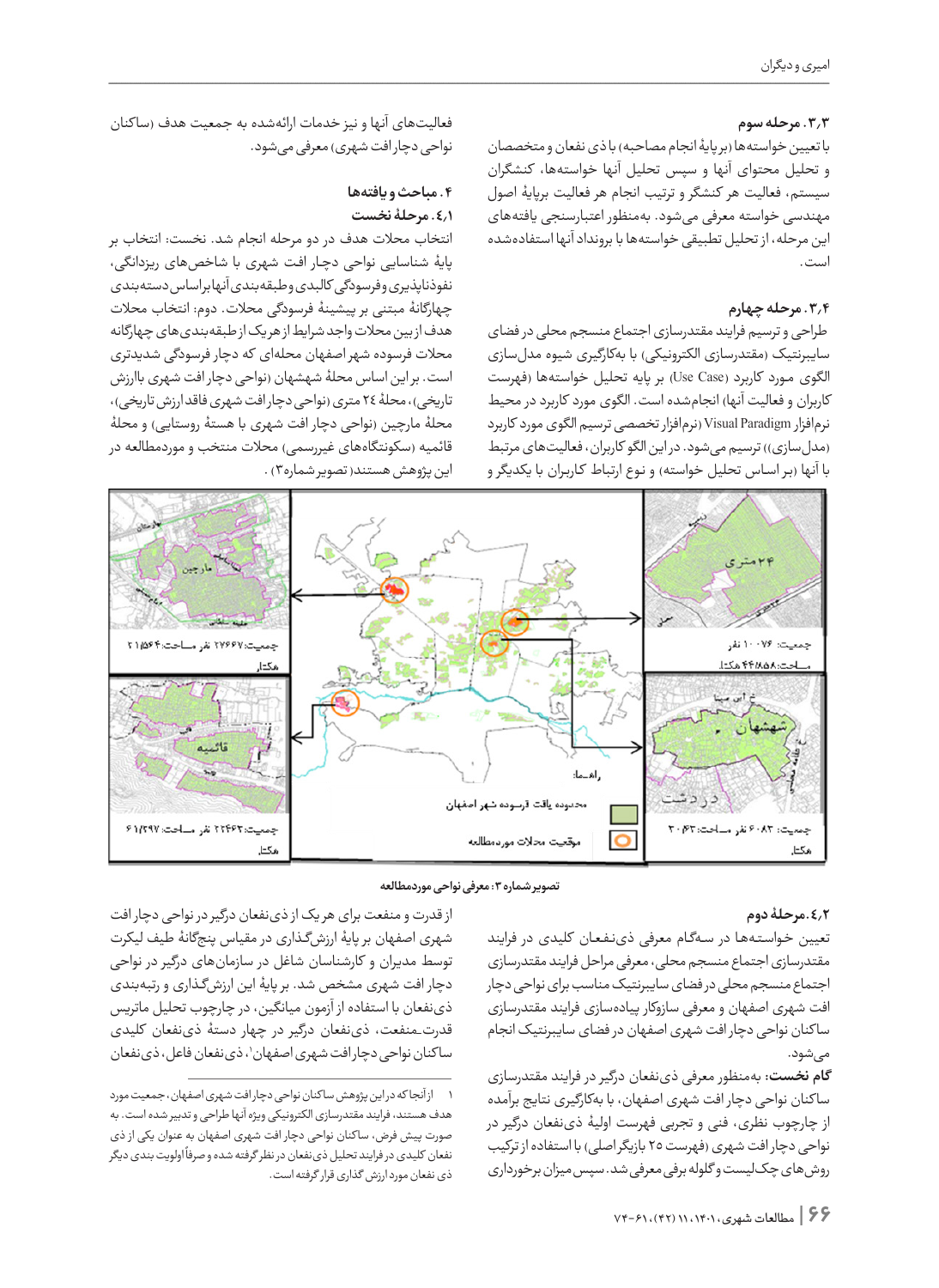### ۳،۳. مرحله سوم

با تعیین خواسته‌ها (برپایهٔ انجام مصاحبه) با ذی نفعان و متخصصان و تحلیل محتوای آنها و سپس تحلیل آنها خواسته‌ها، کنشگران سیستم، فعالیت هر کنشگر و ترتیب انجام هر فعالیت برپایهٔ اصول مهندسی خواسته معرفی می‌شود. به‌منظور اعتبارسنجی یافته‌های این مرحله، از تحلیل تطبیقی خواسته‌ها با برونداد آنها استفاده‌شده است.

### ۳،۴. مرحله چهارم

طراحی و ترسیم فرایند مقتدرسازی اجتماع منسجم محلی در فضای سایبرنتیک (مقتدرسازی الکترونیکی) با به‌کارگیری شیوه مدل‌سازی الگوی مورد کاربرد (Use Case) بر پایه تحلیل خواسته‌ها (فهرست کاربران و فعالیت آنها) انجام‌شده است. الگوی مورد کاربرد در محیط نرم‌افزار Visual Paradigm (نرم‌افزار تخصصی ترسیم الگوی مورد کاربرد (مدل‌سازی)) ترسیم می‌شود. در این الگو کاربران، فعالیت‌های مرتبط با آنها (بر اساس تحلیل خواسته) و نوع ارتباط کاربران با یکدیگر و فعالیت‌های آنها و نیز خدمات ارائه‌شده به جمعیت هدف (ساکنان نواحی دچار افت شهری) معرفی می‌شود.

## ۴. مباحث و یافته‌ها

### ٤،۱. مرحلهٔ نخست

انتخاب محلات هدف در دو مرحله انجام شد. نخست: انتخاب بر پایهٔ شناسایی نواحی دچار افت شهری با شاخص‌های ریزدانگی، نفوذناپذیری و فرسودگی کالبدی و طبقه‌بندی آنها براساس دسته‌بندی چهارگانهٔ مبتنی بر پیشینهٔ فرسودگی محلات. دوم: انتخاب محلات هدف از بین محلات واجد شرایط از هریک از طبقه‌بندی‌های چهارگانه محلات فرسوده شهر اصفهان محله‌ای که دچار فرسودگی شدیدتری است. بر این اساس محلهٔ شهشهان (نواحی دچار افت شهری باارزش تاریخی)، محلهٔ ٢٤ متری (نواحی دچار افت شهری فاقد ارزش تاریخی)، محلهٔ مارچین (نواحی دچار افت شهری با هستهٔ روستایی) و محلهٔ قائمیه (سکونتگاه‌های غیررسمی) محلات منتخب و موردمطالعه در این پژوهش هستند (تصویر شماره ۳).

تصویر شماره ۳: معرفی نواحی موردمطالعه

### ٤،۲. مرحلهٔ دوم

تعیین خواسته‌ها در سه‌گام معرفی ذی‌نفعان کلیدی در فرایند مقتدرسازی اجتماع منسجم محلی، معرفی مراحل فرایند مقتدرسازی اجتماع منسجم محلی در فضای سایبرنتیک مناسب برای نواحی دچار افت شهری اصفهان و معرفی سازوکار پیاده‌سازی فرایند مقتدرسازی ساکنان نواحی دچار افت شهری اصفهان در فضای سایبرنتیک انجام می‌شود.

**گام نخست:** به‌منظور معرفی ذی‌نفعان درگیر در فرایند مقتدرسازی ساکنان نواحی دچار افت شهری اصفهان، با به‌کارگیری نتایج برآمده از چارچوب نظری، فنی و تجربی فهرست اولیهٔ ذی‌نفعان درگیر در نواحی دچار افت شهری (فهرست ۲۵ بازیگر اصلی) با استفاده از ترکیب روش‌های چک‌لیست و گلوله برفی معرفی شد. سپس میزان برخورداری از قدرت و منفعت برای هر یک از ذی‌نفعان درگیر در نواحی دچار افت شهری اصفهان بر پایهٔ ارزش‌گذاری در مقیاس پنج‌گانهٔ طیف لیکرت توسط مدیران و کارشناسان شاغل در سازمان‌های درگیر در نواحی دچار افت شهری مشخص شد. بر پایهٔ این ارزش‌گذاری و رتبه‌بندی ذی‌نفعان با استفاده از آزمون میانگین، در چارچوب تحلیل ماتریس قدرت‌ـ‌منفعت، ذی‌نفعان درگیر در چهار دستهٔ ذی‌نفعان کلیدی ساکنان نواحی دچار افت شهری اصفهان[1]، ذی‌نفعان فاعل، ذی‌نفعان

---

[1] از آنجا که در این پژوهش ساکنان نواحی دچار افت شهری اصفهان، جمعیت مورد هدف هستند، فرایند مقتدرسازی الکترونیکی ویژه آنها طراحی و تدبیر شده است. به صورت پیش فرض، ساکنان نواحی دچار افت شهری اصفهان به عنوان یکی از ذی نفعان کلیدی در فرایند تحلیل ذی‌نفعان در نظر گرفته شده و صرفاً اولویت بندی دیگر ذی نفعان مورد ارزش گذاری قرار گرفته است.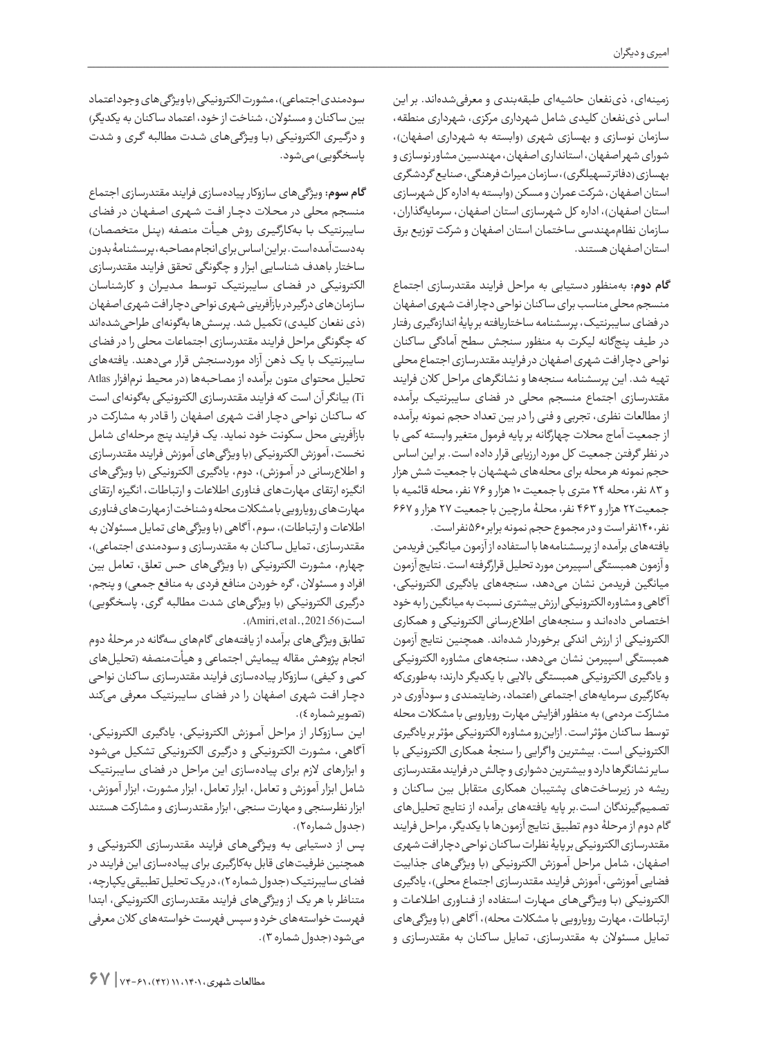زمینه‌ای، ذی‌نفعان حاشیه‌ای طبقه‌بندی و معرفی‌شده‌اند. بر این اساس ذی‌نفعان کلیدی شامل شهرداری مرکزی، شهرداری منطقه، سازمان نوسازی و بهسازی شهری (وابسته به شهرداری اصفهان)، شورای شهر اصفهان، استانداری اصفهان، مهندسین مشاور نوسازی و بهسازی (دفاتر تسهیلگری)، سازمان میراث فرهنگی، صنایع گردشگری استان اصفهان، شرکت عمران و مسکن (وابسته به اداره کل شهرسازی استان اصفهان)، اداره کل شهرسازی استان اصفهان، سرمایه‌گذاران، سازمان نظام‌مهندسی ساختمان استان اصفهان و شرکت توزیع برق استان اصفهان هستند.

**گام دوم:** به‌منظور دستیابی به مراحل فرایند مقتدرسازی اجتماع منسجم محلی مناسب برای ساکنان نواحی دچار افت شهری اصفهان در فضای سایبرنتیک، پرسشنامه ساختاریافته بر پایهٔ اندازه‌گیری رفتار در طیف پنج‌گانه لیکرت به منظور سنجش سطح آمادگی ساکنان نواحی دچار افت شهری اصفهان در فرایند مقتدرسازی اجتماع محلی تهیه شد. این پرسشنامه سنجه‌ها و نشانگرهای مراحل کلان فرایند مقتدرسازی اجتماع منسجم محلی در فضای سایبرنتیک برآمده از مطالعات نظری، تجربی و فنی را در بین تعداد حجم نمونه برآمده از جمعیت آماج محلات چهارگانه بر پایه فرمول متغیر وابسته کمی با در نظر گرفتن جمعیت کل مورد ارزیابی قرار داده است. بر این اساس حجم نمونه هر محله برای محله‌های شهشهان با جمعیت شش هزار و ۸۳ نفر، محله ۲۴ متری با جمعیت ۱۰ هزار و ۷۶ نفر، محله قائمیه با جمعیت۲۲ هزار و ۴۶۳ نفر، محلهٔ مارچین با جمعیت ۲۷ هزار و ۶۶۷ نفر،۱۴۰نفر است و در مجموع حجم نمونه برابر۵۶۰نفر است.

یافته‌های برآمده از پرسشنامه‌ها با استفاده از آزمون میانگین فریدمن و آزمون همبستگی اسپیرمن مورد تحلیل قرارگرفته است. نتایج آزمون میانگین فریدمن نشان می‌دهد، سنجه‌های یادگیری الکترونیکی، آگاهی و مشاوره الکترونیکی ارزش بیشتری نسبت به میانگین را به خود اختصاص داده‌اند و سنجه‌های اطلاع‌رسانی الکترونیکی و همکاری الکترونیکی از ارزش اندکی برخوردار شده‌اند. همچنین نتایج آزمون همبستگی اسپیرمن نشان می‌دهد، سنجه‌های مشاوره الکترونیکی و یادگیری الکترونیکی همبستگی بالایی با یکدیگر دارند؛ به‌طوری‌که به‌کارگیری سرمایه‌های اجتماعی (اعتماد، رضایتمندی و سودآوری در مشارکت مردمی) به منظور افزایش مهارت رویارویی با مشکلات محله توسط ساکنان مؤثر است. ازاین‌رو مشاوره الکترونیکی مؤثر بر یادگیری الکترونیکی است. بیشترین واگرایی را سنجهٔ همکاری الکترونیکی با سایر نشانگرها دارد و بیشترین دشواری و چالش در فرایند مقتدرسازی ریشه در زیرساخت‌های پشتیبان همکاری متقابل بین ساکنان و تصمیم‌گیرندگان است. بر پایه یافته‌های برآمده از نتایج تحلیل‌های گام دوم از مرحلهٔ دوم تطبیق نتایج آزمون‌ها با یکدیگر، مراحل فرایند مقتدرسازی الکترونیکی بر پایهٔ نظرات ساکنان نواحی دچار افت شهری اصفهان، شامل مراحل آموزش الکترونیکی (با ویژگی‌های جذابیت فضایی آموزشی، آموزش فرایند مقتدرسازی اجتماع محلی)، یادگیری الکترونیکی (با ویژگی‌های مهارت استفاده از فناوری اطلاعات و ارتباطات، مهارت رویارویی با مشکلات محله)، آگاهی (با ویژگی‌های تمایل مسئولان به مقتدرسازی، تمایل ساکنان به مقتدرسازی و سودمندی اجتماعی)، مشورت الکترونیکی (با ویژگی‌های وجود اعتماد بین ساکنان و مسئولان، شناخت از خود، اعتماد ساکنان به یکدیگر) و درگیری الکترونیکی (با ویژگی‌های شدت مطالبه گری و شدت پاسخگویی) می‌شود.

**گام سوم:** ویژگی‌های سازوکار پیاده‌سازی فرایند مقتدرسازی اجتماع منسجم محلی در محلات دچار افت شهری اصفهان در فضای سایبرنتیک با به‌کارگیری روش هیأت منصفه (پنل متخصصان) به‌دست‌آمده است. براین‌اساس برای انجام مصاحبه، پرسشنامهٔ بدون ساختار باهدف شناسایی ابزار و چگونگی تحقق فرایند مقتدرسازی الکترونیکی در فضای سایبرنتیک توسط مدیران و کارشناسان سازمان‌های درگیر در بازآفرینی شهری نواحی دچار افت شهری اصفهان (ذی نفعان کلیدی) تکمیل شد. پرسش‌ها به‌گونه‌ای طراحی‌شده‌اند که چگونگی مراحل فرایند مقتدرسازی اجتماعات محلی را در فضای سایبرنتیک با یک ذهن آزاد موردسنجش قرار می‌دهند. یافته‌های تحلیل محتوای متون برآمده از مصاحبه‌ها (در محیط نرم‌افزار Atlas Ti) بیانگر آن است که فرایند مقتدرسازی الکترونیکی به‌گونه‌ای است که ساکنان نواحی دچار افت شهری اصفهان را قادر به مشارکت در بازآفرینی محل سکونت خود نماید. یک فرایند پنج مرحله‌ای شامل نخست، آموزش الکترونیکی (با ویژگی‌های آموزش فرایند مقتدرسازی و اطلاع‌رسانی در آموزش)، دوم، یادگیری الکترونیکی (با ویژگی‌های انگیزه ارتقای مهارت‌های فناوری اطلاعات و ارتباطات، انگیزه ارتقای مهارت‌های رویارویی با مشکلات محله و شناخت از مهارت‌های فناوری اطلاعات و ارتباطات)، سوم، آگاهی (با ویژگی‌های تمایل مسئولان به مقتدرسازی، تمایل ساکنان به مقتدرسازی و سودمندی اجتماعی)، چهارم، مشورت الکترونیکی (با ویژگی‌های حس تعلق، تعامل بین افراد و مسئولان، گره خوردن منافع فردی به منافع جمعی) و پنجم، درگیری الکترونیکی (با ویژگی‌های شدت مطالبه گری، پاسخگویی) است(Amiri, et al., 2021:56).

تطابق ویژگی‌های برآمده از یافته‌های گام‌های سه‌گانه در مرحلهٔ دوم انجام پژوهش مقاله پیمایش اجتماعی و هیأت‌منصفه (تحلیل‌های کمی و کیفی) سازوکار پیاده‌سازی فرایند مقتدرسازی ساکنان نواحی دچار افت شهری اصفهان را در فضای سایبرنتیک معرفی می‌کند (تصویر شماره ٤).

این سازوکار از مراحل آموزش الکترونیکی، یادگیری الکترونیکی، آگاهی، مشورت الکترونیکی و درگیری الکترونیکی تشکیل می‌شود و ابزارهای لازم برای پیاده‌سازی این مراحل در فضای سایبرنتیک شامل ابزار آموزش و تعامل، ابزار تعامل، ابزار مشورت، ابزار آموزش، ابزار نظرسنجی و مهارت سنجی، ابزار مقتدرسازی و مشارکت هستند (جدول شماره۲).

پس از دستیابی به ویژگی‌های فرایند مقتدرسازی الکترونیکی و همچنین ظرفیت‌های قابل به‌کارگیری برای پیاده‌سازی این فرایند در فضای سایبرنتیک (جدول شماره ۲)، در یک تحلیل تطبیقی یکپارچه، متناظر با هر یک از ویژگی‌های فرایند مقتدرسازی الکترونیکی، ابتدا فهرست خواسته‌های خرد و سپس فهرست خواسته‌های کلان معرفی می‌شود (جدول شماره ۳).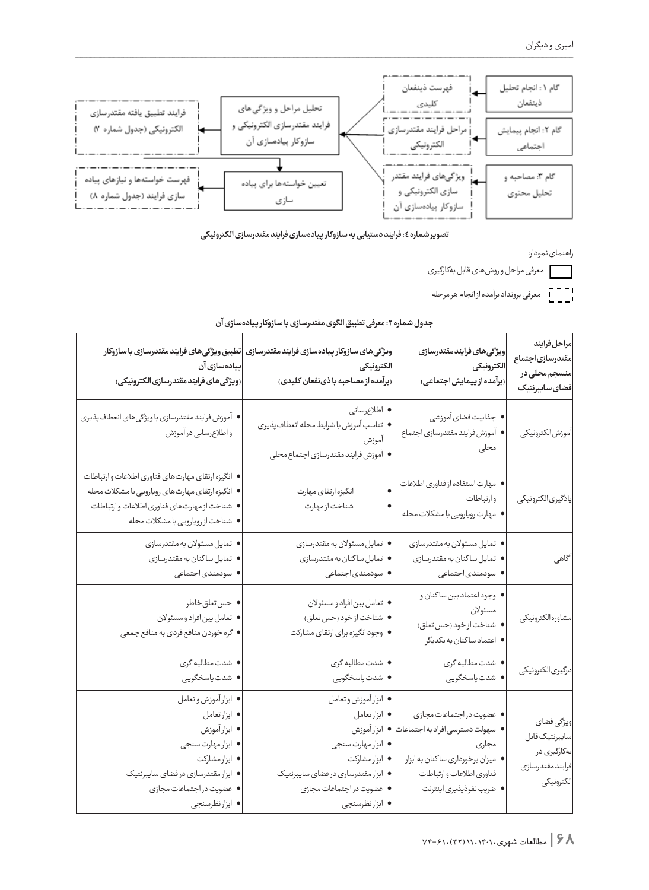گام ۱: انجام تحلیل ذینفعان ← فهرست ذینفعان کلیدی

گام ۲: انجام پیمایش اجتماعی ← مراحل فرایند مقدرسازی الکترونیکی

گام ۳: مصاحبه و تحلیل محتوی ← ویژگی‌های فرایند مقدرسازی الکترونیکی و سازوکار پیاده‌سازی آن

← تحلیل مراحل و ویژگی‌های فرایند مقدرسازی الکترونیکی و سازوکار پیاده‌سازی آن ← فرایند تطبیق یافته مقدرسازی الکترونیکی (جدول شماره ۷)

← تعیین خواسته‌ها برای پیاده سازی ← فهرست خواسته‌ها و نیازهای پیاده سازی فرایند (جدول شماره ۸)

تصویر شماره ٤: فرایند دستیابی به سازوکار پیاده‌سازی فرایند مقدرسازی الکترونیکی

راهنمای نمودار:

- معرفی مراحل و روش‌های قابل به‌کارگیری
- معرفی برونداد برآمده از انجام هر مرحله

جدول شماره ۲: معرفی تطبیق الگوی مقدرسازی با سازوکار پیاده‌سازی آن

| مراحل فرایند مقدرسازی اجتماع منسجم محلی در فضای سایبرنتیک | ویژگی‌های فرایند مقدرسازی الکترونیکی (برآمده از پیمایش اجتماعی) | ویژگی‌های سازوکار پیاده‌سازی فرایند مقدرسازی الکترونیکی (برآمده از مصاحبه با ذی‌نفعان کلیدی) | تطبیق ویژگی‌های فرایند مقدرسازی با سازوکار پیاده‌سازی آن (ویژگی‌های فرایند مقدرسازی الکترونیکی) |
|---|---|---|---|
| آموزش الکترونیکی | • جذابیت فضای آموزشی<br>• آموزش فرایند مقدرسازی اجتماع محلی | • اطلاع‌رسانی<br>• تناسب آموزش با شرایط محله انعطاف‌پذیری آموزش<br>• آموزش فرایند مقدرسازی اجتماع محلی | • آموزش فرایند مقدرسازی با ویژگی‌های انعطاف‌پذیری و اطلاع‌رسانی در آموزش |
| یادگیری الکترونیکی | • مهارت استفاده از فناوری اطلاعات و ارتباطات<br>• مهارت رویارویی با مشکلات محله | • انگیزه ارتقای مهارت<br>• شناخت از مهارت | • انگیزه ارتقای مهارت‌های فناوری اطلاعات و ارتباطات<br>• انگیزه ارتقای مهارت‌های رویارویی با مشکلات محله<br>• شناخت از مهارت‌های فناوری اطلاعات و ارتباطات<br>• شناخت از رویارویی با مشکلات محله |
| آگاهی | • تمایل مسئولان به مقدرسازی<br>• تمایل ساکنان به مقدرسازی<br>• سودمندی اجتماعی | • تمایل مسئولان به مقدرسازی<br>• تمایل ساکنان به مقدرسازی<br>• سودمندی اجتماعی | • تمایل مسئولان به مقدرسازی<br>• تمایل ساکنان به مقدرسازی<br>• سودمندی اجتماعی |
| مشاوره الکترونیکی | • وجود اعتماد بین ساکنان و مسئولان<br>• شناخت از خود (حس تعلق)<br>• اعتماد ساکنان به یکدیگر | • تعامل بین افراد و مسئولان<br>• شناخت از خود (حس تعلق)<br>• وجود انگیزه برای ارتقای مشارکت | • حس تعلق خاطر<br>• تعامل بین افراد و مسئولان<br>• گره خوردن منافع فردی به منافع جمعی |
| درگیری الکترونیکی | • شدت مطالبه گری<br>• شدت پاسخگویی | • شدت مطالبه گری<br>• شدت پاسخگویی | • شدت مطالبه گری<br>• شدت پاسخگویی |
| ویژگی فضای سایبرنتیک قابل به‌کارگیری در فرایند مقدرسازی الکترونیکی | • عضویت در اجتماعات مجازی<br>• سهولت دسترسی افراد به اجتماعات مجازی<br>• میزان برخورداری ساکنان به ابزار فناوری اطلاعات و ارتباطات<br>• ضریب نفوذپذیری اینترنت | • ابزار آموزش و تعامل<br>• ابزار تعامل<br>• ابزار آموزش<br>• ابزار مهارت سنجی<br>• ابزار مشارکت<br>• ابزار مقدرسازی در فضای سایبرنتیک<br>• عضویت در اجتماعات مجازی<br>• ابزار نظرسنجی | • ابزار آموزش و تعامل<br>• ابزار تعامل<br>• ابزار آموزش<br>• ابزار مهارت سنجی<br>• ابزار مشارکت<br>• ابزار مقدرسازی در فضای سایبرنتیک<br>• عضویت در اجتماعات مجازی<br>• ابزار نظرسنجی |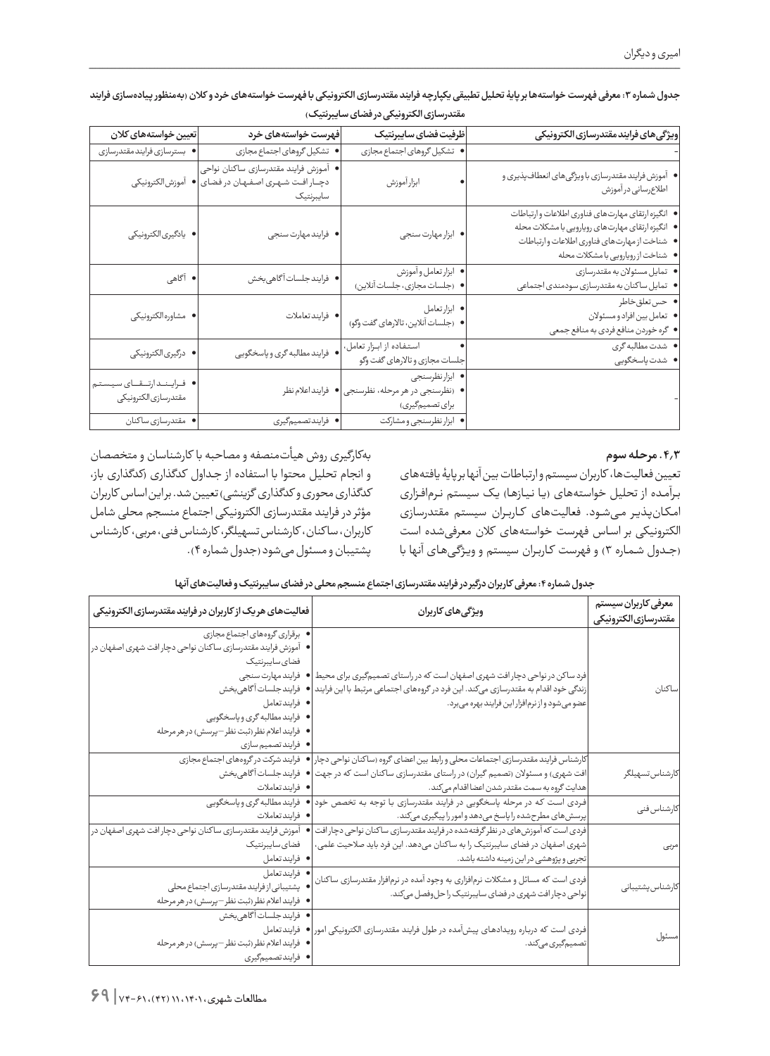جدول شماره ۳: معرفی فهرست خواسته‌ها بر پایهٔ تحلیل تطبیقی یکپارچه فرایند مقتدرسازی الکترونیکی با فهرست خواسته‌های خرد و کلان (به‌منظور پیاده‌سازی فرایند مقتدرسازی الکترونیکی در فضای سایبرنتیک)

| ویژگی‌های فرایند مقتدرسازی الکترونیکی | ظرفیت فضای سایبرنتیک | فهرست خواسته‌های خرد | تعیین خواسته‌های کلان |
|---|---|---|---|
| - | • تشکیل گروهای اجتماع مجازی | • تشکیل گروهای اجتماع مجازی | • بسترسازی فرایند مقتدرسازی |
| • آموزش فرایند مقتدرسازی با ویژگی‌های انعطاف‌پذیری و اطلاع‌رسانی در آموزش | • ابزار آموزش | • آموزش فرایند مقتدرسازی ساکنان نواحی دچار افت شهری اصفهان در فضای سایبرنتیک | • آموزش الکترونیکی |
| • انگیزه ارتقای مهارت‌های فناوری اطلاعات و ارتباطات<br>• انگیزه ارتقای مهارت‌های رویارویی با مشکلات محله<br>• شناخت از مهارت‌های فناوری اطلاعات و ارتباطات<br>• شناخت از رویارویی با مشکلات محله | • ابزار مهارت سنجی | • فرایند مهارت سنجی | • یادگیری الکترونیکی |
| • تمایل مسئولان به مقتدرسازی<br>• تمایل ساکنان به مقتدرسازی سودمندی اجتماعی | • ابزار تعامل و آموزش<br>• (جلسات مجازی، جلسات آنلاین) | • فرایند جلسات آگاهی‌بخش | • آگاهی |
| • حس تعلق خاطر<br>• تعامل بین افراد و مسئولان<br>• گره خوردن منافع فردی به منافع جمعی | • ابزار تعامل<br>• (جلسات آنلاین، تالارهای گفت وگو) | • فرایند تعاملات | • مشاوره الکترونیکی |
| • شدت مطالبه گری<br>• شدت پاسخگویی | • استفاده از ابزار تعامل، جلسات مجازی و تالارهای گفت وگو | • فرایند مطالبه گری و پاسخگویی | • درگیری الکترونیکی |
| - | • ابزار نظرسنجی<br>• (نظرسنجی در هر مرحله، نظرسنجی برای تصمیم‌گیری) | • فرایند اعلام نظر | • فرایند ارتقای سیستم مقتدرسازی الکترونیکی |
| | • ابزار نظرسنجی و مشارکت | • فرایند تصمیم‌گیری | • مقتدرسازی ساکنان |

### ۴.۳. مرحله سوم

تعیین فعالیت‌ها، کاربران سیستم و ارتباطات بین آنها بر پایهٔ یافته‌های برآمده از تحلیل خواسته‌ها (یا نیازها) یک سیستم نرم‌افزاری امکان‌پذیر می‌شود. فعالیت‌های کاربران سیستم مقتدرسازی الکترونیکی بر اساس فهرست خواسته‌های کلان معرفی‌شده است (جدول شماره ۳) و فهرست کاربران سیستم و ویژگی‌های آنها با به‌کارگیری روش هیأت‌منصفه و مصاحبه با کارشناسان و متخصصان و انجام تحلیل محتوا با استفاده از جداول کدگذاری (کدگذاری باز، کدگذاری محوری و کدگذاری گزینشی) تعیین شد. براین اساس کاربران مؤثر در فرایند مقتدرسازی الکترونیکی اجتماع منسجم محلی شامل کاربران، ساکنان، کارشناس تسهیلگر، کارشناس فنی، مربی، کارشناس پشتیبان و مسئول می‌شود (جدول شماره ۴).

جدول شماره ۴: معرفی کاربران درگیر در فرایند مقتدرسازی اجتماع منسجم محلی در فضای سایبرنتیک و فعالیت‌های آنها

| معرفی کاربران سیستم مقتدرسازی الکترونیکی | ویژگی‌های کاربران | فعالیت‌های هر یک از کاربران در فرایند مقتدرسازی الکترونیکی |
|---|---|---|
| ساکنان | فرد ساکن در نواحی دچار افت شهری اصفهان است که در راستای تصمیم‌گیری برای محیط زندگی خود اقدام به مقتدرسازی می‌کند. این فرد در گروه‌های اجتماعی مرتبط با این فرایند عضو می‌شود و از نرم‌افزار این فرایند بهره می‌برد. | • برقراری گروه‌های اجتماع مجازی<br>• آموزش فرایند مقتدرسازی ساکنان نواحی دچار افت شهری اصفهان در فضای سایبرنتیک<br>• فرایند مهارت سنجی<br>• فرایند جلسات آگاهی‌بخش<br>• فرایند تعامل<br>• فرایند مطالبه گری و پاسخگویی<br>• فرایند اعلام نظر (ثبت نظر-پرسش) در هر مرحله<br>• فرایند تصمیم سازی |
| کارشناس تسهیلگر | کارشناس فرایند مقتدرسازی اجتماعات محلی و رابط بین اعضای گروه (ساکنان نواحی دچار افت شهری) و مسئولان (تصمیم گیران) در راستای مقتدرسازی ساکنان است که در جهت هدایت گروه به سمت مقتدر شدن اعضا اقدام می‌کند. | • فرایند شرکت در گروه‌های اجتماع مجازی<br>• فرایند جلسات آگاهی‌بخش<br>• فرایند تعاملات |
| کارشناس فنی | فردی است که در مرحله پاسخگویی در فرایند مقتدرسازی با توجه به تخصص خود پرسش‌های مطرح‌شده را پاسخ می‌دهد و امور را پیگیری می‌کند. | • فرایند مطالبه گری و پاسخگویی<br>• فرایند تعاملات |
| مربی | فردی است که آموزش‌های در نظرگرفته‌شده در فرایند مقتدرسازی ساکنان نواحی دچار افت شهری اصفهان در فضای سایبرنتیک را به ساکنان می‌دهد. این فرد باید صلاحیت علمی، تجربی و پژوهشی در این زمینه داشته باشد. | • آموزش فرایند مقتدرسازی ساکنان نواحی دچار افت شهری اصفهان در فضای سایبرنتیک<br>• فرایند تعامل |
| کارشناس پشتیبانی | فردی است که مسائل و مشکلات نرم‌افزاری به وجود آمده در نرم‌افزار مقتدرسازی ساکنان نواحی دچار افت شهری در فضای سایبرنتیک را حل‌وفصل می‌کند. | • فرایند تعامل<br>• پشتیبانی از فرایند مقتدرسازی اجتماع محلی<br>• فرایند اعلام نظر (ثبت نظر-پرسش) در هر مرحله |
| مسئول | فردی است که درباره رویدادهای پیش‌آمده در طول فرایند مقتدرسازی الکترونیکی امور تصمیم‌گیری می‌کند. | • فرایند جلسات آگاهی‌بخش<br>• فرایند تعامل<br>• فرایند اعلام نظر (ثبت نظر-پرسش) در هر مرحله<br>• فرایند تصمیم‌گیری |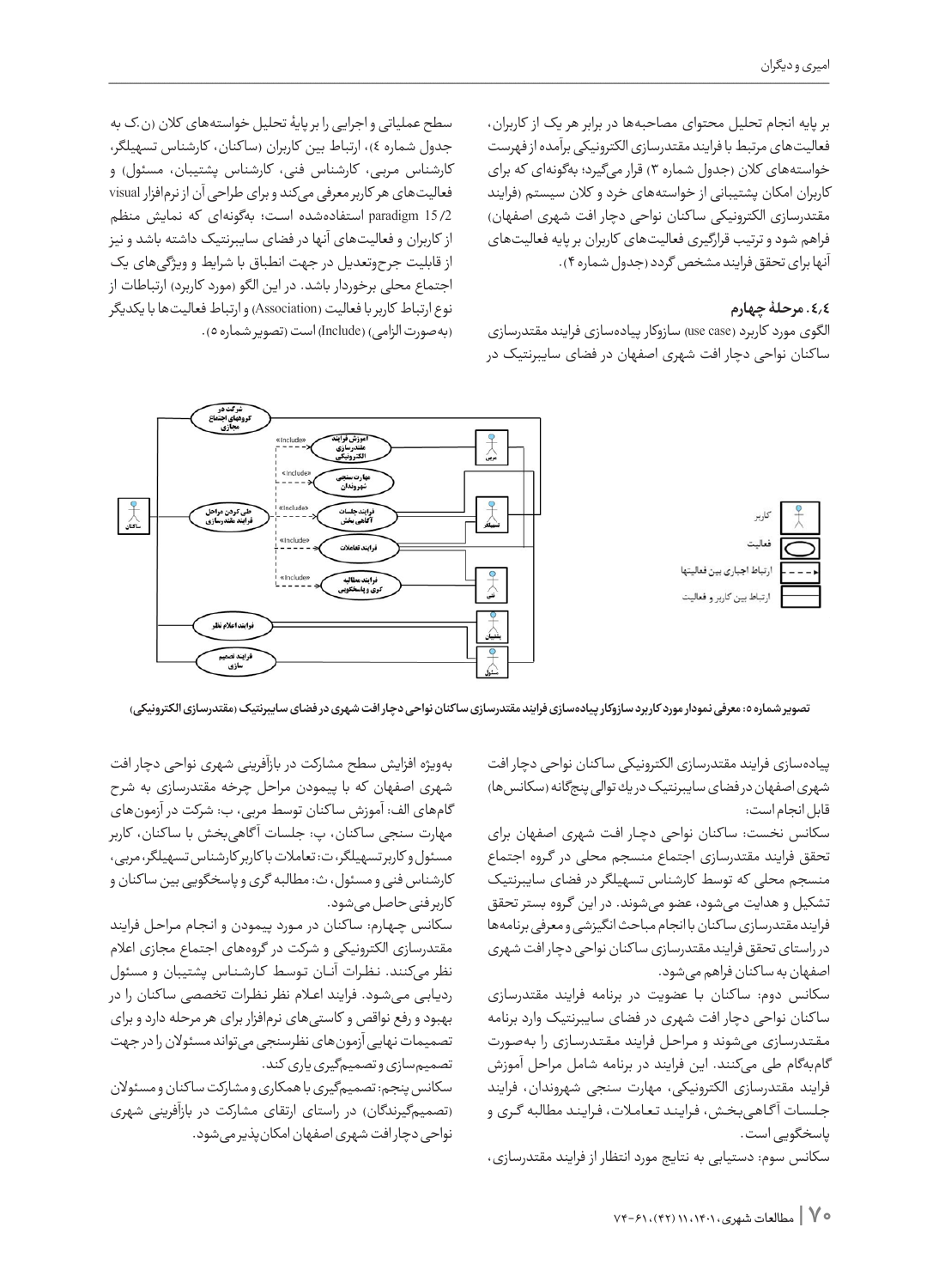بر پایه انجام تحلیل محتوای مصاحبه‌ها در برابر هر یک از کاربران، فعالیت‌های مرتبط با فرایند مقتدرسازی الکترونیکی برآمده از فهرست خواسته‌های کلان (جدول شماره ۳) قرار می‌گیرد؛ به‌گونه‌ای که برای کاربران امکان پشتیبانی از خواسته‌های خرد و کلان سیستم (فرایند مقتدرسازی الکترونیکی ساکنان نواحی دچار افت شهری اصفهان) فراهم شود و ترتیب قرارگیری فعالیت‌های کاربران بر پایه فعالیت‌های آنها برای تحقق فرایند مشخص گردد (جدول شماره ۴).

### ۴.۴. مرحلهٔ چهارم

الگوی مورد کاربرد (use case) سازوکار پیاده‌سازی فرایند مقتدرسازی ساکنان نواحی دچار افت شهری اصفهان در فضای سایبرنتیک در سطح عملیاتی و اجرایی را بر پایهٔ تحلیل خواسته‌های کلان (ن.ک به جدول شماره ٤)، ارتباط بین کاربران (ساکنان، کارشناس تسهیلگر، کارشناس مربی، کارشناس فنی، کارشناس پشتیبان، مسئول) و فعالیت‌های هر کاربر معرفی می‌کند و برای طراحی آن از نرم‌افزار visual paradigm 15/2 استفاده‌شده است؛ به‌گونه‌ای که نمایش منظم از کاربران و فعالیت‌های آنها در فضای سایبرنتیک داشته باشد و نیز از قابلیت جرح‌وتعدیل در جهت انطباق با شرایط و ویژگی‌های یک اجتماع محلی برخوردار باشد. در این الگو (مورد کاربرد) ارتباطات از نوع ارتباط کاربر با فعالیت (Association) و ارتباط فعالیت‌ها با یکدیگر (به‌صورت الزامی) (Include) است (تصویر شماره ۵).

**تصویر شماره ۵: معرفی نمودار مورد کاربرد سازوکار پیاده‌سازی فرایند مقتدرسازی ساکنان نواحی دچار افت شهری در فضای سایبرنتیک (مقتدرسازی الکترونیکی)**

پیاده‌سازی فرایند مقتدرسازی الکترونیکی ساکنان نواحی دچار افت شهری اصفهان در فضای سایبرنتیک در یک توالی پنج‌گانه (سکانس‌ها) قابل انجام است:

سکانس نخست: ساکنان نواحی دچار افت شهری اصفهان برای تحقق فرایند مقتدرسازی اجتماع منسجم محلی در گروه اجتماع منسجم محلی که توسط کارشناس تسهیلگر در فضای سایبرنتیک تشکیل و هدایت می‌شود، عضو می‌شوند. در این گروه بستر تحقق فرایند مقتدرسازی ساکنان با انجام مباحث انگیزشی و معرفی برنامه‌ها در راستای تحقق فرایند مقتدرسازی ساکنان نواحی دچار افت شهری اصفهان به ساکنان فراهم می‌شود.

سکانس دوم: ساکنان با عضویت در برنامه فرایند مقتدرسازی ساکنان نواحی دچار افت شهری در فضای سایبرنتیک وارد برنامه مقتدرسازی می‌شوند و مراحل فرایند مقتدرسازی را به‌صورت گام‌به‌گام طی می‌کنند. این فرایند در برنامه شامل مراحل آموزش فرایند مقتدرسازی الکترونیکی، مهارت سنجی شهروندان، فرایند جلسات آگاهی‌بخش، فرایند تعاملات، فرایند مطالبه گری و پاسخگویی است.

سکانس سوم: دستیابی به نتایج مورد انتظار از فرایند مقتدرسازی، به‌ویژه افزایش سطح مشارکت در بازآفرینی شهری نواحی دچار افت شهری اصفهان که با پیمودن مراحل چرخه مقتدرسازی به شرح گام‌های الف: آموزش ساکنان توسط مربی، ب: شرکت در آزمون‌های مهارت سنجی ساکنان، پ: جلسات آگاهی‌بخش با ساکنان، کاربر مسئول و کاربر تسهیلگر، ت: تعاملات با کاربر کارشناس تسهیلگر، مربی، کارشناس فنی و مسئول، ث: مطالبه گری و پاسخگویی بین ساکنان و کاربر فنی حاصل می‌شود.

سکانس چهارم: ساکنان در مورد پیمودن و انجام مراحل فرایند مقتدرسازی الکترونیکی و شرکت در گروه‌های اجتماع مجازی اعلام نظر می‌کنند. نظرات آنان توسط کارشناس پشتیبان و مسئول ردیابی می‌شود. فرایند اعلام نظر نظرات تخصصی ساکنان را در بهبود و رفع نواقص و کاستی‌های نرم‌افزار برای هر مرحله دارد و برای تصمیمات نهایی آزمون‌های نظرسنجی می‌تواند مسئولان را در جهت تصمیم‌سازی و تصمیم‌گیری یاری کند.

سکانس پنجم: تصمیم‌گیری با همکاری و مشارکت ساکنان و مسئولان (تصمیم‌گیرندگان) در راستای ارتقای مشارکت در بازآفرینی شهری نواحی دچار افت شهری اصفهان امکان‌پذیر می‌شود.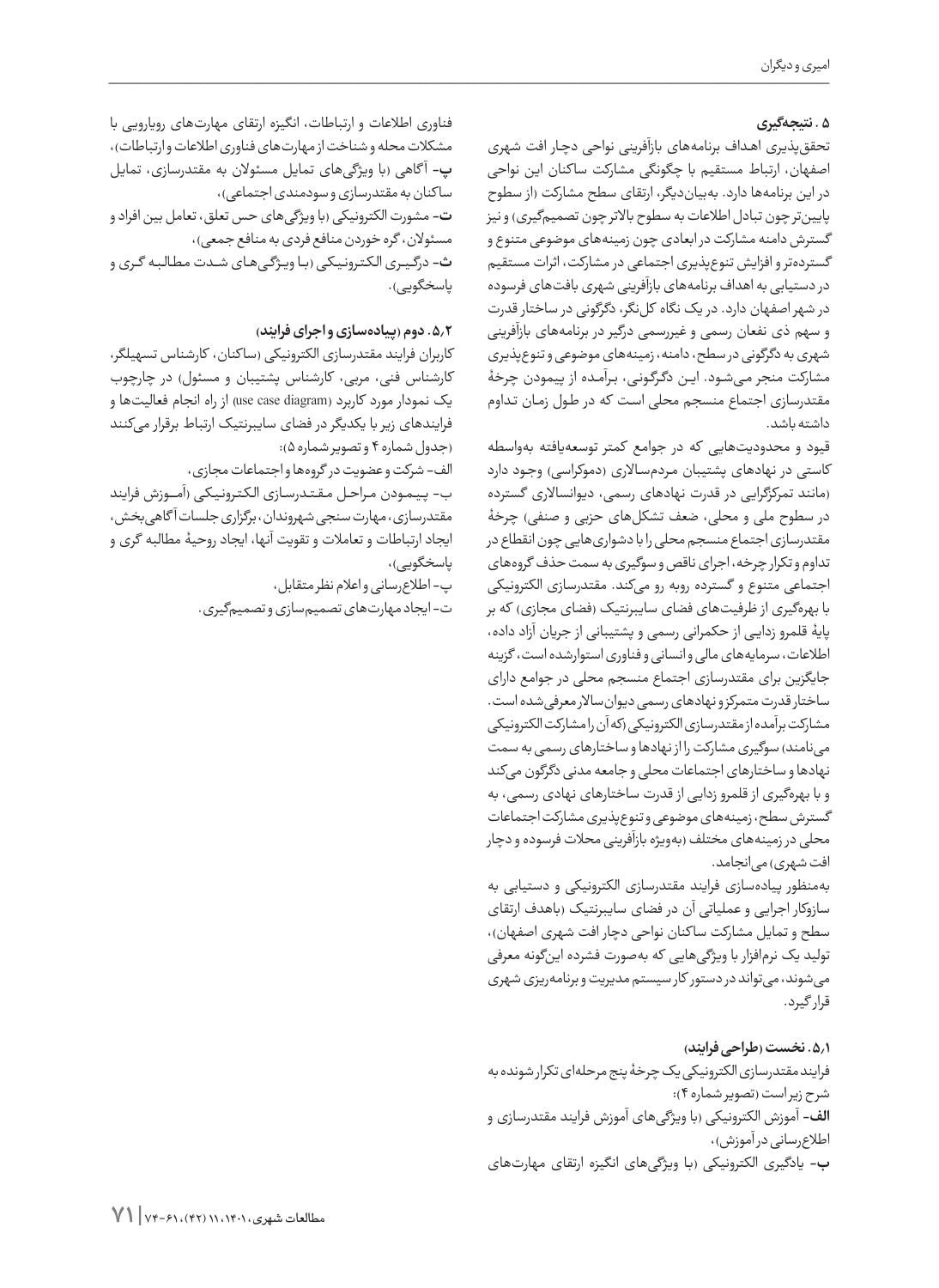## ۵. نتیجه‌گیری

تحقق‌پذیری اهداف برنامه‌های بازآفرینی نواحی دچار افت شهری اصفهان، ارتباط مستقیم با چگونگی مشارکت ساکنان این نواحی در این برنامه‌ها دارد. به‌بیان‌دیگر، ارتقای سطح مشارکت (از سطوح پایین‌تر چون تبادل اطلاعات به سطوح بالاتر چون تصمیم‌گیری) و نیز گسترش دامنه مشارکت در ابعادی چون زمینه‌های موضوعی متنوع و گسترده‌تر و افزایش تنوع‌پذیری اجتماعی در مشارکت، اثرات مستقیم در دستیابی به اهداف برنامه‌های بازآفرینی شهری بافت‌های فرسوده در شهر اصفهان دارد. در یک نگاه کل‌نگر، دگرگونی در ساختار قدرت و سهم ذی نفعان رسمی و غیررسمی درگیر در برنامه‌های بازآفرینی شهری به دگرگونی در سطح، دامنه، زمینه‌های موضوعی و تنوع‌پذیری مشارکت منجر می‌شود. این دگرگونی، برآمده از پیمودن چرخهٔ مقتدرسازی اجتماع منسجم محلی است که در طول زمان تداوم داشته باشد.

قیود و محدودیت‌هایی که در جوامع کمتر توسعه‌یافته به‌واسطه کاستی در نهادهای پشتیبان مردم‌سالاری (دموکراسی) وجود دارد (مانند تمرکزگرایی در قدرت نهادهای رسمی، دیوانسالاری گسترده در سطوح ملی و محلی، ضعف تشکل‌های حزبی و صنفی) چرخهٔ مقتدرسازی اجتماع منسجم محلی را با دشواری‌هایی چون انقطاع در تداوم و تکرار چرخه، اجرای ناقص و سوگیری به سمت حذف گروه‌های اجتماعی متنوع و گسترده روبه رو می‌کند. مقتدرسازی الکترونیکی با بهره‌گیری از ظرفیت‌های فضای سایبرنتیک (فضای مجازی) که بر پایهٔ قلمرو زدایی از حکمرانی رسمی و پشتیبانی از جریان آزاد داده، اطلاعات، سرمایه‌های مالی و انسانی و فناوری استوارشده است، گزینه جایگزین برای مقتدرسازی اجتماع منسجم محلی در جوامع دارای ساختار قدرت متمرکز و نهادهای رسمی دیوان‌سالار معرفی‌شده است. مشارکت برآمده از مقتدرسازی الکترونیکی (که آن را مشارکت الکترونیکی می‌نامند) سوگیری مشارکت را از نهادها و ساختارهای رسمی به سمت نهادها و ساختارهای اجتماعات محلی و جامعه مدنی دگرگون می‌کند و با بهره‌گیری از قلمرو زدایی از قدرت ساختارهای نهادی رسمی، به گسترش سطح، زمینه‌های موضوعی و تنوع‌پذیری مشارکت اجتماعات محلی در زمینه‌های مختلف (به‌ویژه بازآفرینی محلات فرسوده و دچار افت شهری) می‌انجامد.

به‌منظور پیاده‌سازی فرایند مقتدرسازی الکترونیکی و دستیابی به سازوکار اجرایی و عملیاتی آن در فضای سایبرنتیک (باهدف ارتقای سطح و تمایل مشارکت ساکنان نواحی دچار افت شهری اصفهان)، تولید یک نرم‌افزار با ویژگی‌هایی که به‌صورت فشرده این‌گونه معرفی می‌شوند، می‌تواند در دستور کار سیستم مدیریت و برنامه‌ریزی شهری قرار گیرد.

### ۵،۱. نخست (طراحی فرایند)

فرایند مقتدرسازی الکترونیکی یک چرخهٔ پنج مرحله‌ای تکرارشونده به شرح زیر است (تصویر شماره ۴):

**الف-** آموزش الکترونیکی (با ویژگی‌های آموزش فرایند مقتدرسازی و اطلاع‌رسانی در آموزش)،

**ب-** یادگیری الکترونیکی (با ویژگی‌های انگیزه ارتقای مهارت‌های فناوری اطلاعات و ارتباطات، انگیزه ارتقای مهارت‌های رویارویی با مشکلات محله و شناخت از مهارت‌های فناوری اطلاعات و ارتباطات)،

**پ-** آگاهی (با ویژگی‌های تمایل مسئولان به مقتدرسازی، تمایل ساکنان به مقتدرسازی و سودمندی اجتماعی)،

**ت-** مشورت الکترونیکی (با ویژگی‌های حس تعلق، تعامل بین افراد و مسئولان، گره خوردن منافع فردی به منافع جمعی)،

**ث-** درگیری الکترونیکی (با ویژگی‌های شدت مطالبه گری و پاسخگویی).

### ۵،۲. دوم (پیاده‌سازی و اجرای فرایند)

کاربران فرایند مقتدرسازی الکترونیکی (ساکنان، کارشناس تسهیلگر، کارشناس فنی، مربی، کارشناس پشتیبان و مسئول) در چارچوب یک نمودار مورد کاربرد (use case diagram) از راه انجام فعالیت‌ها و فرایندهای زیر با یکدیگر در فضای سایبرنتیک ارتباط برقرار می‌کنند (جدول شماره ۴ و تصویر شماره ۵):

الف- شرکت و عضویت در گروه‌ها و اجتماعات مجازی،

ب- پیمودن مراحل مقتدرسازی الکترونیکی (آموزش فرایند مقتدرسازی، مهارت سنجی شهروندان، برگزاری جلسات آگاهی‌بخش، ایجاد ارتباطات و تعاملات و تقویت آنها، ایجاد روحیهٔ مطالبه گری و پاسخگویی)،

پ- اطلاع‌رسانی و اعلام نظر متقابل،

ت- ایجاد مهارت‌های تصمیم‌سازی و تصمیم‌گیری.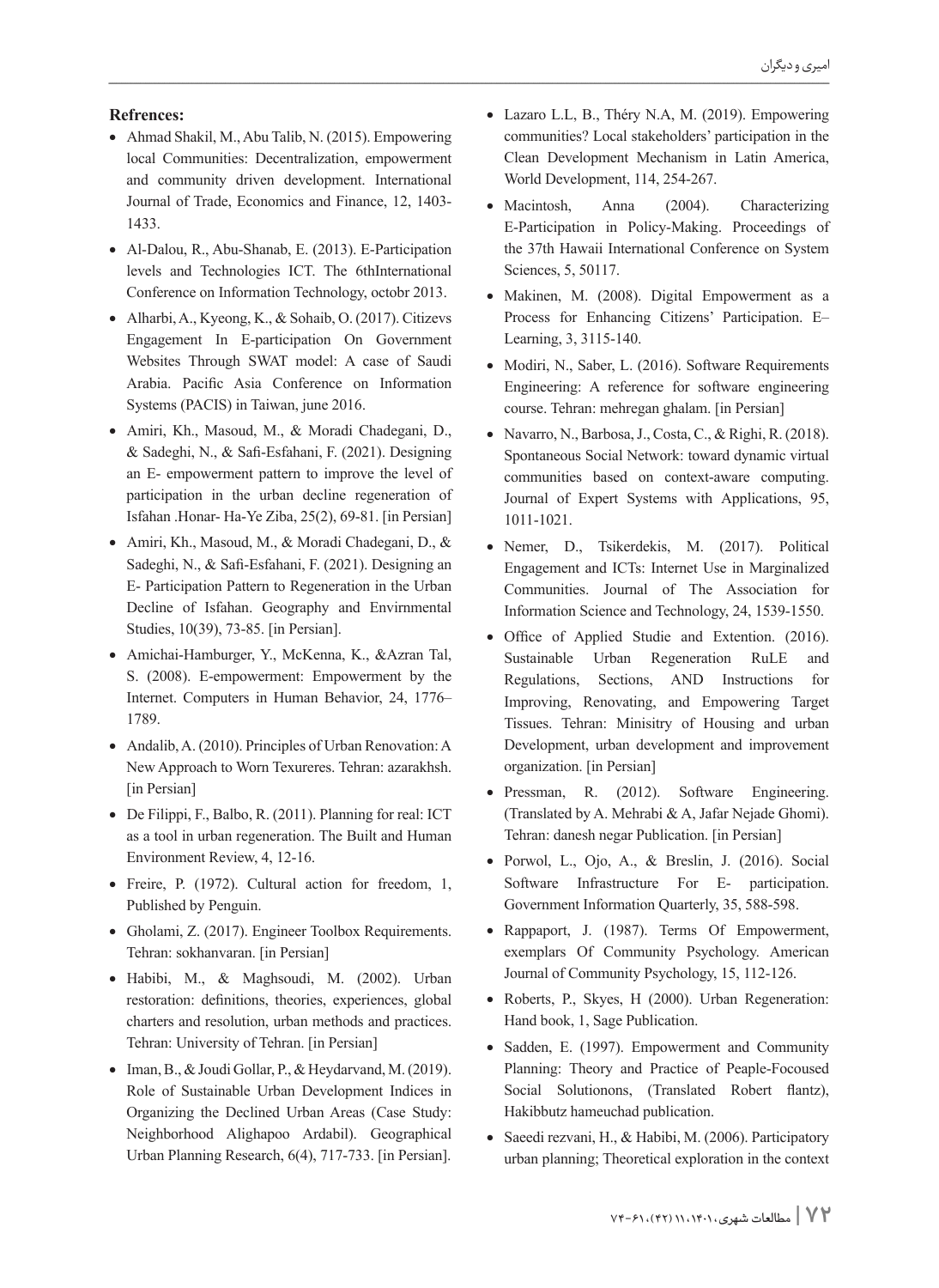**Refrences:**

- Ahmad Shakil, M., Abu Talib, N. (2015). Empowering local Communities: Decentralization, empowerment and community driven development. International Journal of Trade, Economics and Finance, 12, 1403-1433.
- Al-Dalou, R., Abu-Shanab, E. (2013). E-Participation levels and Technologies ICT. The 6thInternational Conference on Information Technology, octobr 2013.
- Alharbi, A., Kyeong, K., & Sohaib, O. (2017). Citizevs Engagement In E-participation On Government Websites Through SWAT model: A case of Saudi Arabia. Pacific Asia Conference on Information Systems (PACIS) in Taiwan, june 2016.
- Amiri, Kh., Masoud, M., & Moradi Chadegani, D., & Sadeghi, N., & Safi-Esfahani, F. (2021). Designing an E- empowerment pattern to improve the level of participation in the urban decline regeneration of Isfahan .Honar- Ha-Ye Ziba, 25(2), 69-81. [in Persian]
- Amiri, Kh., Masoud, M., & Moradi Chadegani, D., & Sadeghi, N., & Safi-Esfahani, F. (2021). Designing an E- Participation Pattern to Regeneration in the Urban Decline of Isfahan. Geography and Envirnmental Studies, 10(39), 73-85. [in Persian].
- Amichai-Hamburger, Y., McKenna, K., &Azran Tal, S. (2008). E-empowerment: Empowerment by the Internet. Computers in Human Behavior, 24, 1776–1789.
- Andalib, A. (2010). Principles of Urban Renovation: A New Approach to Worn Texureres. Tehran: azarakhsh. [in Persian]
- De Filippi, F., Balbo, R. (2011). Planning for real: ICT as a tool in urban regeneration. The Built and Human Environment Review, 4, 12-16.
- Freire, P. (1972). Cultural action for freedom, 1, Published by Penguin.
- Gholami, Z. (2017). Engineer Toolbox Requirements. Tehran: sokhanvaran. [in Persian]
- Habibi, M., & Maghsoudi, M. (2002). Urban restoration: definitions, theories, experiences, global charters and resolution, urban methods and practices. Tehran: University of Tehran. [in Persian]
- Iman, B., & Joudi Gollar, P., & Heydarvand, M. (2019). Role of Sustainable Urban Development Indices in Organizing the Declined Urban Areas (Case Study: Neighborhood Alighapoo Ardabil). Geographical Urban Planning Research, 6(4), 717-733. [in Persian].
- Lazaro L.L, B., Théry N.A, M. (2019). Empowering communities? Local stakeholders' participation in the Clean Development Mechanism in Latin America, World Development, 114, 254-267.
- Macintosh, Anna (2004). Characterizing E-Participation in Policy-Making. Proceedings of the 37th Hawaii International Conference on System Sciences, 5, 50117.
- Makinen, M. (2008). Digital Empowerment as a Process for Enhancing Citizens' Participation. E–Learning, 3, 3115-140.
- Modiri, N., Saber, L. (2016). Software Requirements Engineering: A reference for software engineering course. Tehran: mehregan ghalam. [in Persian]
- Navarro, N., Barbosa, J., Costa, C., & Righi, R. (2018). Spontaneous Social Network: toward dynamic virtual communities based on context-aware computing. Journal of Expert Systems with Applications, 95, 1011-1021.
- Nemer, D., Tsikerdekis, M. (2017). Political Engagement and ICTs: Internet Use in Marginalized Communities. Journal of The Association for Information Science and Technology, 24, 1539-1550.
- Office of Applied Studie and Extention. (2016). Sustainable Urban Regeneration RuLE and Regulations, Sections, AND Instructions for Improving, Renovating, and Empowering Target Tissues. Tehran: Minisitry of Housing and urban Development, urban development and improvement organization. [in Persian]
- Pressman, R. (2012). Software Engineering. (Translated by A. Mehrabi & A, Jafar Nejade Ghomi). Tehran: danesh negar Publication. [in Persian]
- Porwol, L., Ojo, A., & Breslin, J. (2016). Social Software Infrastructure For E- participation. Government Information Quarterly, 35, 588-598.
- Rappaport, J. (1987). Terms Of Empowerment, exemplars Of Community Psychology. American Journal of Community Psychology, 15, 112-126.
- Roberts, P., Skyes, H (2000). Urban Regeneration: Hand book, 1, Sage Publication.
- Sadden, E. (1997). Empowerment and Community Planning: Theory and Practice of Peaple-Focoused Social Solutionons, (Translated Robert flantz), Hakibbutz hameuchad publication.
- Saeedi rezvani, H., & Habibi, M. (2006). Participatory urban planning; Theoretical exploration in the context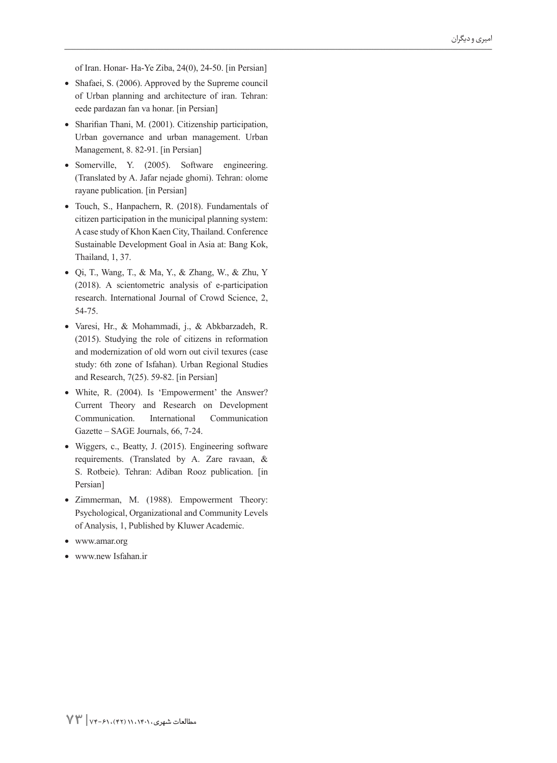of Iran. Honar- Ha-Ye Ziba, 24(0), 24-50. [in Persian]

- Shafaei, S. (2006). Approved by the Supreme council of Urban planning and architecture of iran. Tehran: eede pardazan fan va honar. [in Persian]
- Sharifian Thani, M. (2001). Citizenship participation, Urban governance and urban management. Urban Management, 8. 82-91. [in Persian]
- Somerville, Y. (2005). Software engineering. (Translated by A. Jafar nejade ghomi). Tehran: olome rayane publication. [in Persian]
- Touch, S., Hanpachern, R. (2018). Fundamentals of citizen participation in the municipal planning system: A case study of Khon Kaen City, Thailand. Conference Sustainable Development Goal in Asia at: Bang Kok, Thailand, 1, 37.
- Qi, T., Wang, T., & Ma, Y., & Zhang, W., & Zhu, Y (2018). A scientometric analysis of e-participation research. International Journal of Crowd Science, 2, 54-75.
- Varesi, Hr., & Mohammadi, j., & Abkbarzadeh, R. (2015). Studying the role of citizens in reformation and modernization of old worn out civil texures (case study: 6th zone of Isfahan). Urban Regional Studies and Research, 7(25). 59-82. [in Persian]
- White, R. (2004). Is 'Empowerment' the Answer? Current Theory and Research on Development Communication. International Communication Gazette – SAGE Journals, 66, 7-24.
- Wiggers, c., Beatty, J. (2015). Engineering software requirements. (Translated by A. Zare ravaan, & S. Rotbeie). Tehran: Adiban Rooz publication. [in Persian]
- Zimmerman, M. (1988). Empowerment Theory: Psychological, Organizational and Community Levels of Analysis, 1, Published by Kluwer Academic.
- www.amar.org
- www.new Isfahan.ir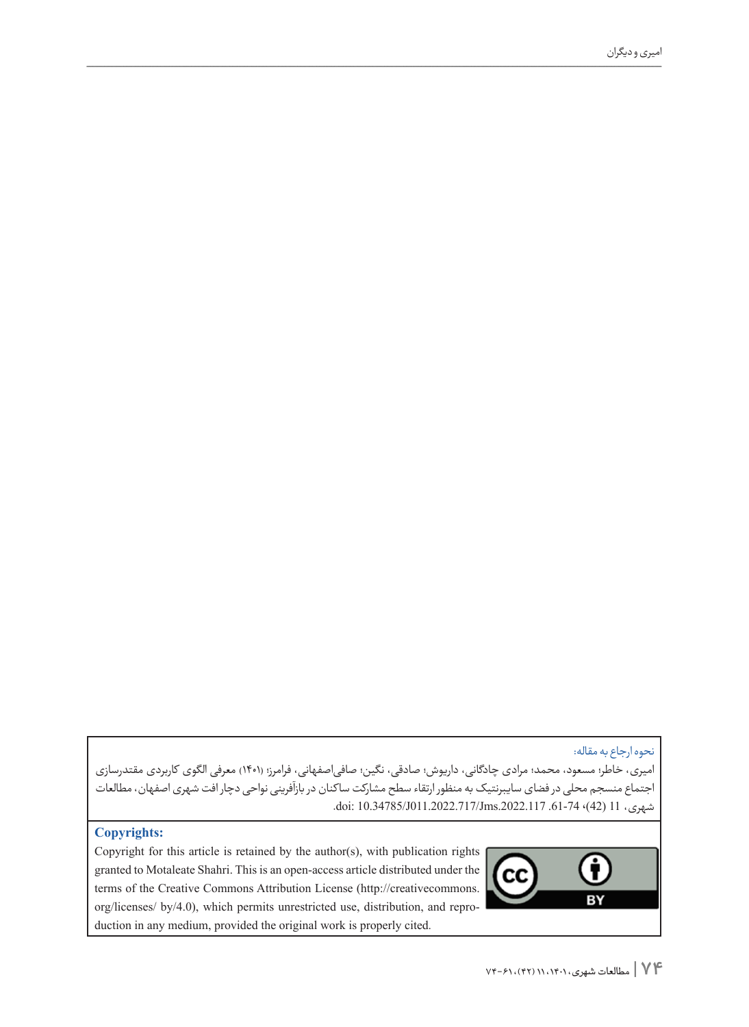نحوه ارجاع به مقاله:

امیری، خاطر؛ مسعود، محمد؛ مرادی چادگانی، داریوش؛ صادقی، نگین؛ صافی‌اصفهانی، فرامرز؛ (۱۴۰۱) معرفی الگوی کاربردی مقتدرسازی اجتماع منسجم محلی در فضای سایبرنتیک به منظور ارتقاء سطح مشارکت ساکنان در بازآفرینی نواحی دچار افت شهری اصفهان، مطالعات شهری، 11 (42)، 74-61. doi: 10.34785/J011.2022.717/Jms.2022.117.

**Copyrights:**

Copyright for this article is retained by the author(s), with publication rights granted to Motaleate Shahri. This is an open-access article distributed under the terms of the Creative Commons Attribution License (http://creativecommons.org/licenses/ by/4.0), which permits unrestricted use, distribution, and reproduction in any medium, provided the original work is properly cited.